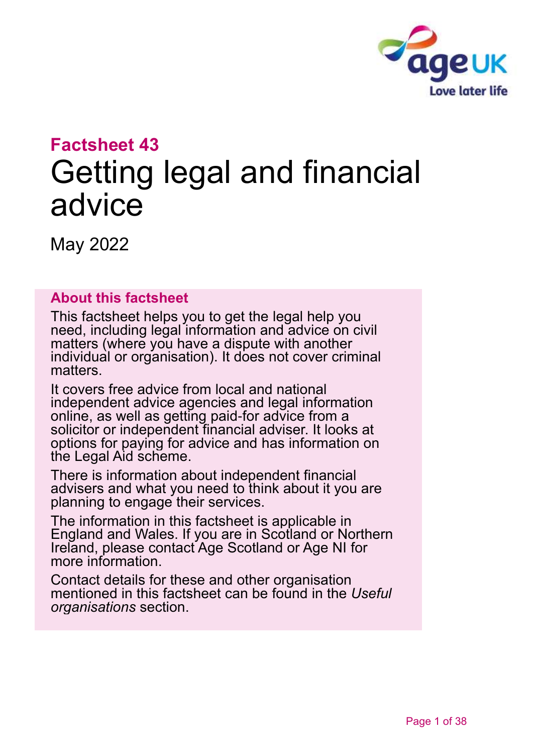## Factsheet 43

# Getting legal and financial advice

May 2022

### About this factsheet

This factsheet helps you to get the legal help you need, including legal information and advice on civil matters (where you have a dispute with another individual or organisation). It does not cover criminal matters.

It covers free advice from local and national independent advice agencies and legal information online, as well as getting paid-for advice from a solicitor or independent financial adviser. It looks at options for paying for advice and has information on the Legal Aid scheme.

There is information about independent financial advisers and what you need to think about it you are planning to engage their services.

The information in this factsheet is applicable in England and Wales. If you are in Scotland or Northern Ireland, please contact Age Scotland or Age NI for more information.

Contact details for these and other organisation mentioned in this factsheet can be found in the *Useful organisations* section.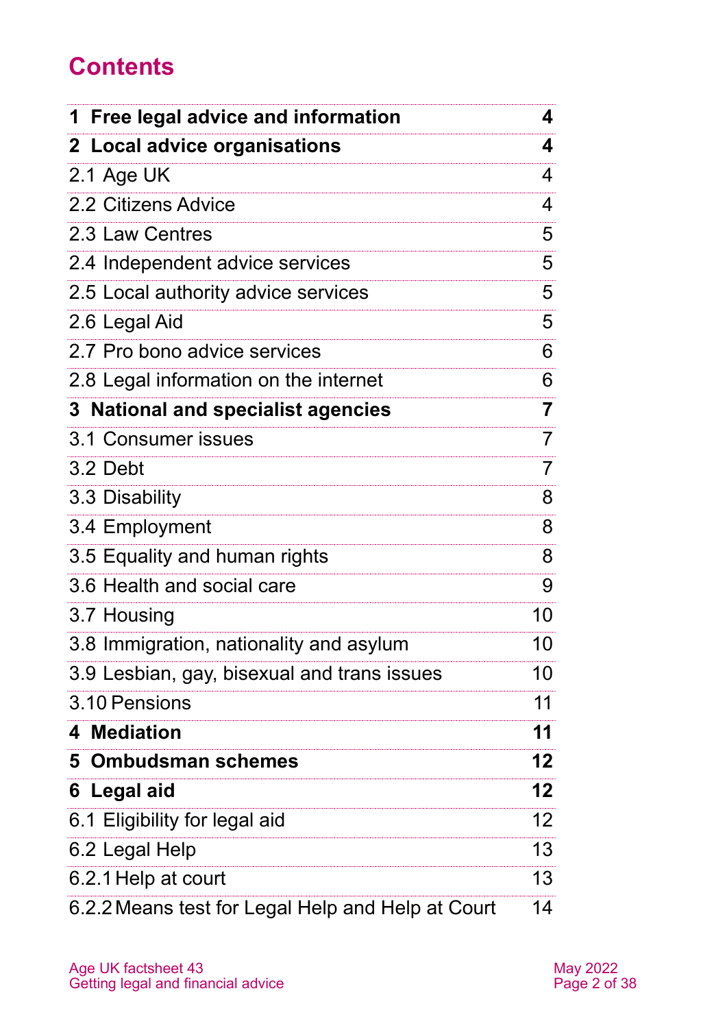# Contents

| | |
|---|---|
| **1 Free legal advice and information** | **4** |
| **2 Local advice organisations** | **4** |
| 2.1 Age UK | 4 |
| 2.2 Citizens Advice | 4 |
| 2.3 Law Centres | 5 |
| 2.4 Independent advice services | 5 |
| 2.5 Local authority advice services | 5 |
| 2.6 Legal Aid | 5 |
| 2.7 Pro bono advice services | 6 |
| 2.8 Legal information on the internet | 6 |
| **3 National and specialist agencies** | **7** |
| 3.1 Consumer issues | 7 |
| 3.2 Debt | 7 |
| 3.3 Disability | 8 |
| 3.4 Employment | 8 |
| 3.5 Equality and human rights | 8 |
| 3.6 Health and social care | 9 |
| 3.7 Housing | 10 |
| 3.8 Immigration, nationality and asylum | 10 |
| 3.9 Lesbian, gay, bisexual and trans issues | 10 |
| 3.10 Pensions | 11 |
| **4 Mediation** | **11** |
| **5 Ombudsman schemes** | **12** |
| **6 Legal aid** | **12** |
| 6.1 Eligibility for legal aid | 12 |
| 6.2 Legal Help | 13 |
| 6.2.1 Help at court | 13 |
| 6.2.2 Means test for Legal Help and Help at Court | 14 |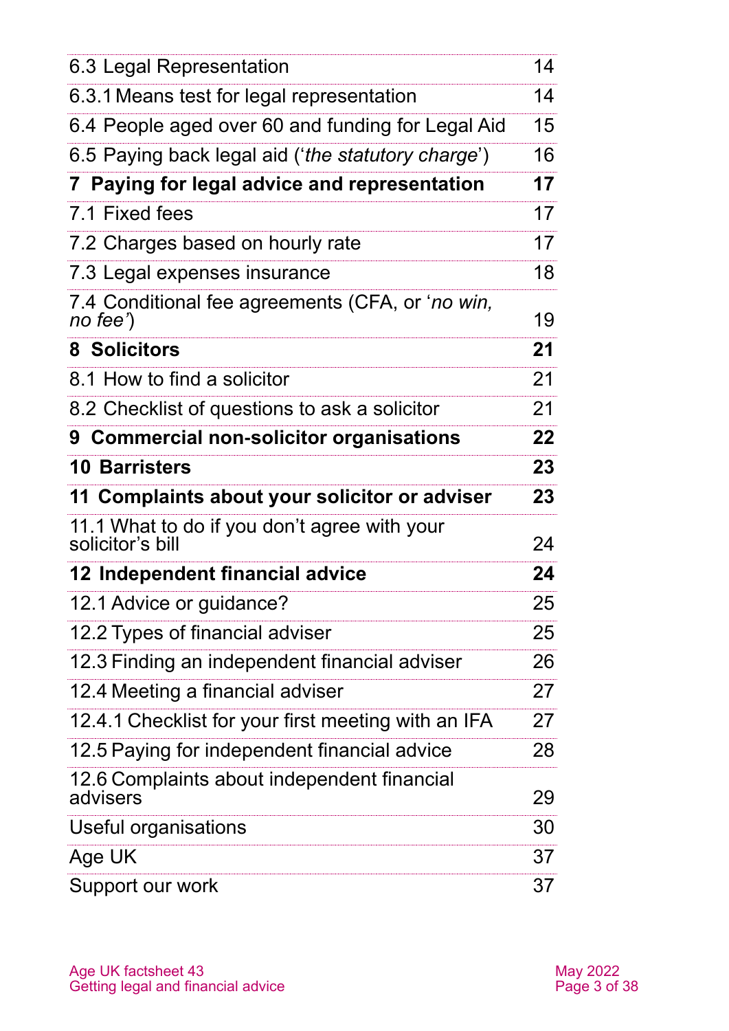| | |
|---|---|
| 6.3 Legal Representation | 14 |
| 6.3.1 Means test for legal representation | 14 |
| 6.4 People aged over 60 and funding for Legal Aid | 15 |
| 6.5 Paying back legal aid (‘*the statutory charge*’) | 16 |
| **7 Paying for legal advice and representation** | **17** |
| 7.1 Fixed fees | 17 |
| 7.2 Charges based on hourly rate | 17 |
| 7.3 Legal expenses insurance | 18 |
| 7.4 Conditional fee agreements (CFA, or ‘*no win, no fee’*) | 19 |
| **8 Solicitors** | **21** |
| 8.1 How to find a solicitor | 21 |
| 8.2 Checklist of questions to ask a solicitor | 21 |
| **9 Commercial non-solicitor organisations** | **22** |
| **10 Barristers** | **23** |
| **11 Complaints about your solicitor or adviser** | **23** |
| 11.1 What to do if you don’t agree with your solicitor’s bill | 24 |
| **12 Independent financial advice** | **24** |
| 12.1 Advice or guidance? | 25 |
| 12.2 Types of financial adviser | 25 |
| 12.3 Finding an independent financial adviser | 26 |
| 12.4 Meeting a financial adviser | 27 |
| 12.4.1 Checklist for your first meeting with an IFA | 27 |
| 12.5 Paying for independent financial advice | 28 |
| 12.6 Complaints about independent financial advisers | 29 |
| Useful organisations | 30 |
| Age UK | 37 |
| Support our work | 37 |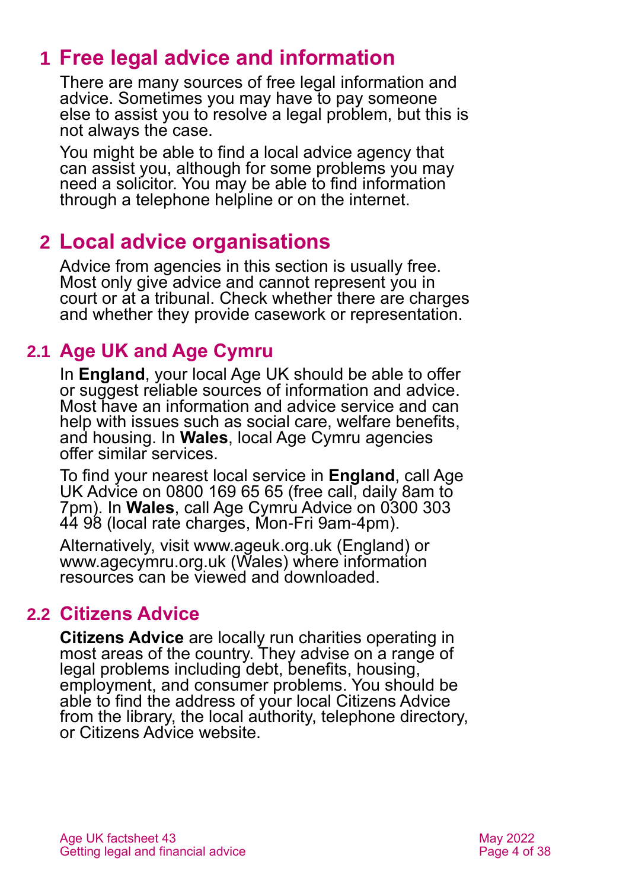# 1 Free legal advice and information

There are many sources of free legal information and advice. Sometimes you may have to pay someone else to assist you to resolve a legal problem, but this is not always the case.

You might be able to find a local advice agency that can assist you, although for some problems you may need a solicitor. You may be able to find information through a telephone helpline or on the internet.

# 2 Local advice organisations

Advice from agencies in this section is usually free. Most only give advice and cannot represent you in court or at a tribunal. Check whether there are charges and whether they provide casework or representation.

## 2.1 Age UK and Age Cymru

In **England**, your local Age UK should be able to offer or suggest reliable sources of information and advice. Most have an information and advice service and can help with issues such as social care, welfare benefits, and housing. In **Wales**, local Age Cymru agencies offer similar services.

To find your nearest local service in **England**, call Age UK Advice on 0800 169 65 65 (free call, daily 8am to 7pm). In **Wales**, call Age Cymru Advice on 0300 303 44 98 (local rate charges, Mon-Fri 9am-4pm).

Alternatively, visit www.ageuk.org.uk (England) or www.agecymru.org.uk (Wales) where information resources can be viewed and downloaded.

## 2.2 Citizens Advice

**Citizens Advice** are locally run charities operating in most areas of the country. They advise on a range of legal problems including debt, benefits, housing, employment, and consumer problems. You should be able to find the address of your local Citizens Advice from the library, the local authority, telephone directory, or Citizens Advice website.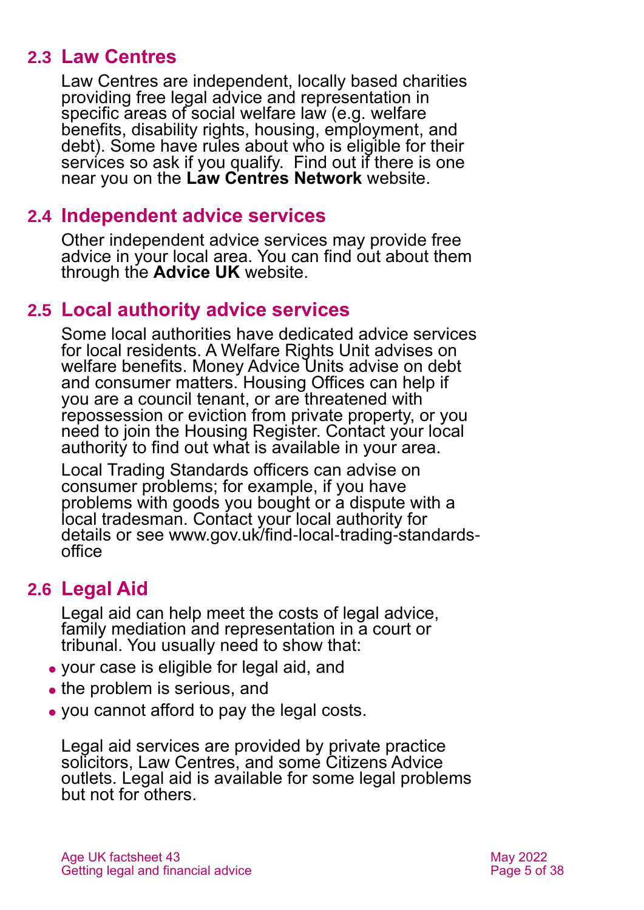## 2.3 Law Centres

Law Centres are independent, locally based charities providing free legal advice and representation in specific areas of social welfare law (e.g. welfare benefits, disability rights, housing, employment, and debt). Some have rules about who is eligible for their services so ask if you qualify. Find out if there is one near you on the **Law Centres Network** website.

## 2.4 Independent advice services

Other independent advice services may provide free advice in your local area. You can find out about them through the **Advice UK** website.

## 2.5 Local authority advice services

Some local authorities have dedicated advice services for local residents. A Welfare Rights Unit advises on welfare benefits. Money Advice Units advise on debt and consumer matters. Housing Offices can help if you are a council tenant, or are threatened with repossession or eviction from private property, or you need to join the Housing Register. Contact your local authority to find out what is available in your area.

Local Trading Standards officers can advise on consumer problems; for example, if you have problems with goods you bought or a dispute with a local tradesman. Contact your local authority for details or see www.gov.uk/find-local-trading-standards-office

## 2.6 Legal Aid

Legal aid can help meet the costs of legal advice, family mediation and representation in a court or tribunal. You usually need to show that:

- your case is eligible for legal aid, and
- the problem is serious, and
- you cannot afford to pay the legal costs.

Legal aid services are provided by private practice solicitors, Law Centres, and some Citizens Advice outlets. Legal aid is available for some legal problems but not for others.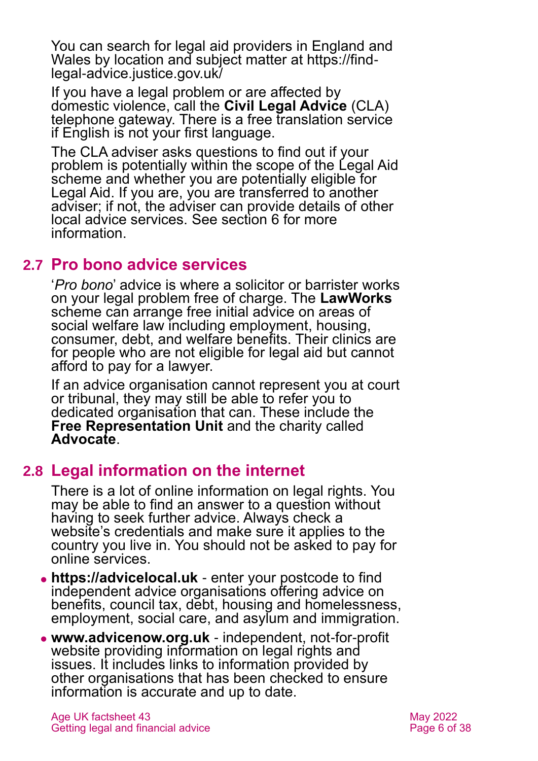You can search for legal aid providers in England and Wales by location and subject matter at https://find-legal-advice.justice.gov.uk/

If you have a legal problem or are affected by domestic violence, call the **Civil Legal Advice** (CLA) telephone gateway. There is a free translation service if English is not your first language.

The CLA adviser asks questions to find out if your problem is potentially within the scope of the Legal Aid scheme and whether you are potentially eligible for Legal Aid. If you are, you are transferred to another adviser; if not, the adviser can provide details of other local advice services. See section 6 for more information.

## 2.7 Pro bono advice services

'*Pro bono*' advice is where a solicitor or barrister works on your legal problem free of charge. The **LawWorks** scheme can arrange free initial advice on areas of social welfare law including employment, housing, consumer, debt, and welfare benefits. Their clinics are for people who are not eligible for legal aid but cannot afford to pay for a lawyer.

If an advice organisation cannot represent you at court or tribunal, they may still be able to refer you to dedicated organisation that can. These include the **Free Representation Unit** and the charity called **Advocate**.

## 2.8 Legal information on the internet

There is a lot of online information on legal rights. You may be able to find an answer to a question without having to seek further advice. Always check a website's credentials and make sure it applies to the country you live in. You should not be asked to pay for online services.

- **https://advicelocal.uk** - enter your postcode to find independent advice organisations offering advice on benefits, council tax, debt, housing and homelessness, employment, social care, and asylum and immigration.
- **www.advicenow.org.uk** - independent, not-for-profit website providing information on legal rights and issues. It includes links to information provided by other organisations that has been checked to ensure information is accurate and up to date.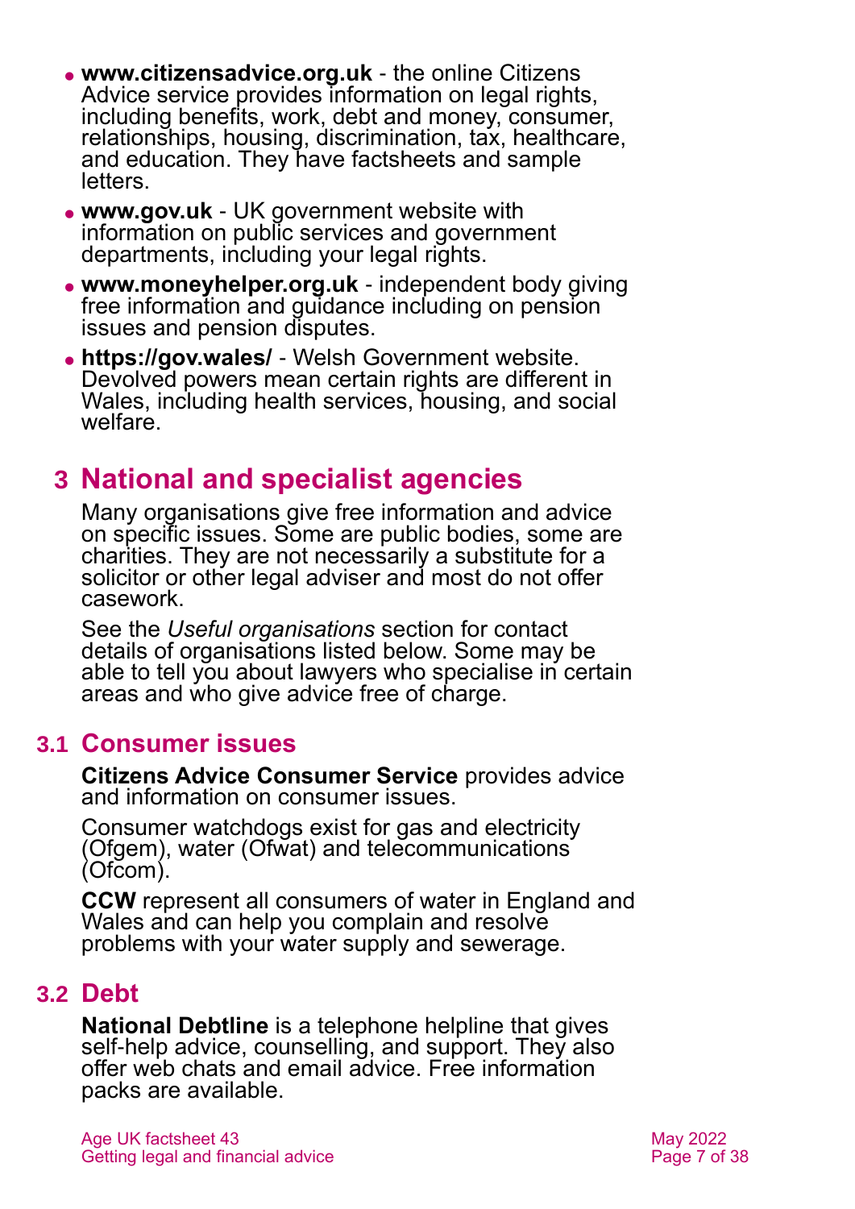- **www.citizensadvice.org.uk** - the online Citizens Advice service provides information on legal rights, including benefits, work, debt and money, consumer, relationships, housing, discrimination, tax, healthcare, and education. They have factsheets and sample letters.
- **www.gov.uk** - UK government website with information on public services and government departments, including your legal rights.
- **www.moneyhelper.org.uk** - independent body giving free information and guidance including on pension issues and pension disputes.
- **https://gov.wales/** - Welsh Government website. Devolved powers mean certain rights are different in Wales, including health services, housing, and social welfare.

# 3 National and specialist agencies

Many organisations give free information and advice on specific issues. Some are public bodies, some are charities. They are not necessarily a substitute for a solicitor or other legal adviser and most do not offer casework.

See the *Useful organisations* section for contact details of organisations listed below. Some may be able to tell you about lawyers who specialise in certain areas and who give advice free of charge.

## 3.1 Consumer issues

**Citizens Advice Consumer Service** provides advice and information on consumer issues.

Consumer watchdogs exist for gas and electricity (Ofgem), water (Ofwat) and telecommunications (Ofcom).

**CCW** represent all consumers of water in England and Wales and can help you complain and resolve problems with your water supply and sewerage.

## 3.2 Debt

**National Debtline** is a telephone helpline that gives self-help advice, counselling, and support. They also offer web chats and email advice. Free information packs are available.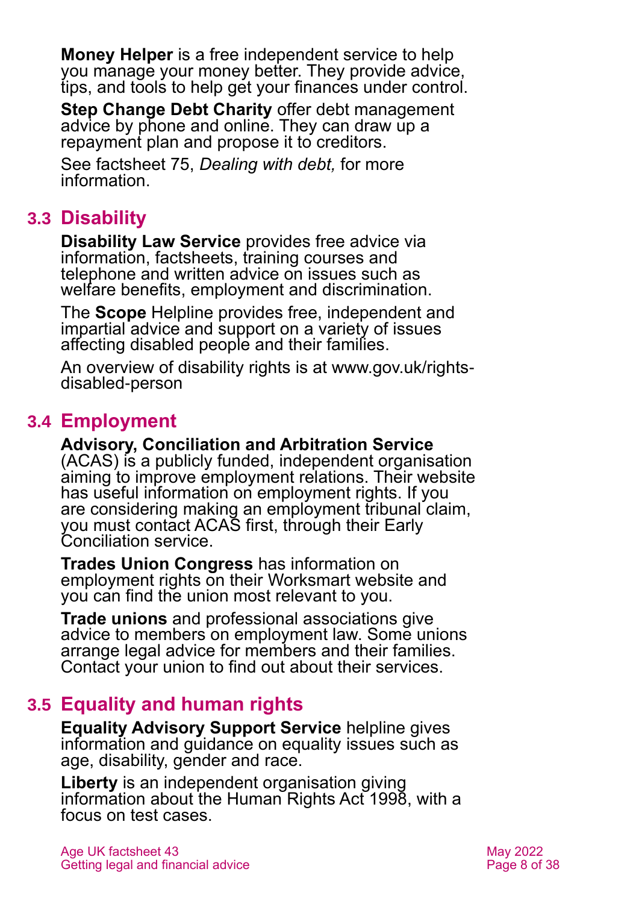**Money Helper** is a free independent service to help you manage your money better. They provide advice, tips, and tools to help get your finances under control.

**Step Change Debt Charity** offer debt management advice by phone and online. They can draw up a repayment plan and propose it to creditors.

See factsheet 75, *Dealing with debt,* for more information.

## 3.3 Disability

**Disability Law Service** provides free advice via information, factsheets, training courses and telephone and written advice on issues such as welfare benefits, employment and discrimination.

The **Scope** Helpline provides free, independent and impartial advice and support on a variety of issues affecting disabled people and their families.

An overview of disability rights is at www.gov.uk/rights-disabled-person

## 3.4 Employment

**Advisory, Conciliation and Arbitration Service** (ACAS) is a publicly funded, independent organisation aiming to improve employment relations. Their website has useful information on employment rights. If you are considering making an employment tribunal claim, you must contact ACAS first, through their Early Conciliation service.

**Trades Union Congress** has information on employment rights on their Worksmart website and you can find the union most relevant to you.

**Trade unions** and professional associations give advice to members on employment law. Some unions arrange legal advice for members and their families. Contact your union to find out about their services.

## 3.5 Equality and human rights

**Equality Advisory Support Service** helpline gives information and guidance on equality issues such as age, disability, gender and race.

**Liberty** is an independent organisation giving information about the Human Rights Act 1998, with a focus on test cases.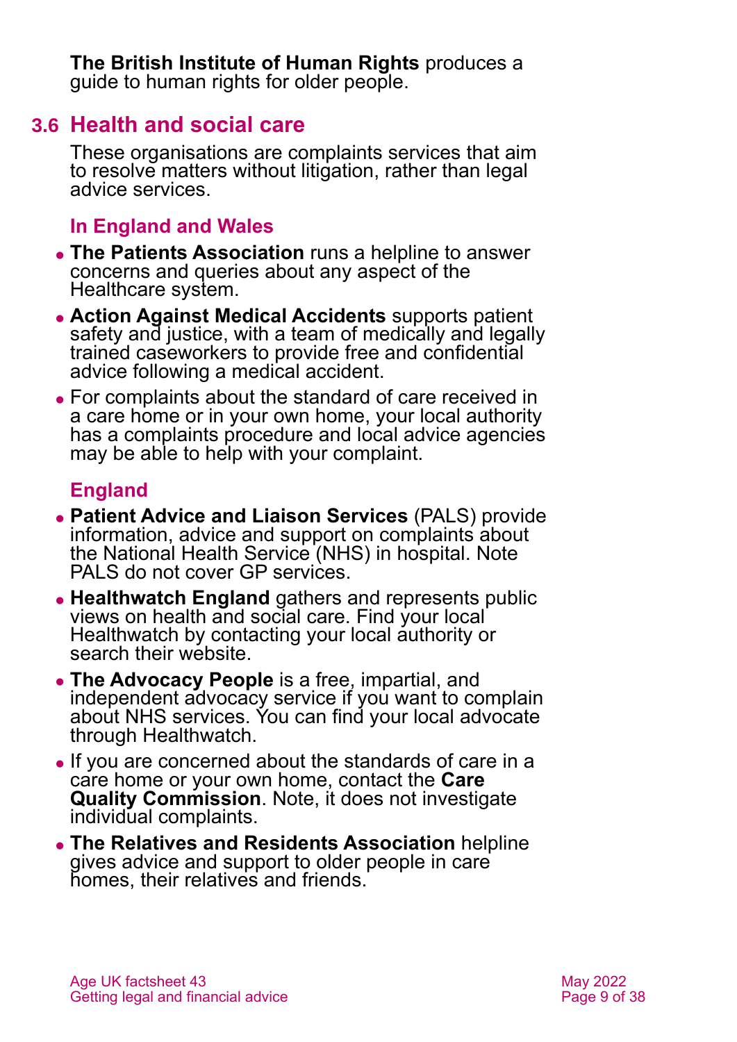**The British Institute of Human Rights** produces a guide to human rights for older people.

## 3.6 Health and social care

These organisations are complaints services that aim to resolve matters without litigation, rather than legal advice services.

### In England and Wales

- **The Patients Association** runs a helpline to answer concerns and queries about any aspect of the Healthcare system.
- **Action Against Medical Accidents** supports patient safety and justice, with a team of medically and legally trained caseworkers to provide free and confidential advice following a medical accident.
- For complaints about the standard of care received in a care home or in your own home, your local authority has a complaints procedure and local advice agencies may be able to help with your complaint.

### England

- **Patient Advice and Liaison Services** (PALS) provide information, advice and support on complaints about the National Health Service (NHS) in hospital. Note PALS do not cover GP services.
- **Healthwatch England** gathers and represents public views on health and social care. Find your local Healthwatch by contacting your local authority or search their website.
- **The Advocacy People** is a free, impartial, and independent advocacy service if you want to complain about NHS services. You can find your local advocate through Healthwatch.
- If you are concerned about the standards of care in a care home or your own home, contact the **Care Quality Commission**. Note, it does not investigate individual complaints.
- **The Relatives and Residents Association** helpline gives advice and support to older people in care homes, their relatives and friends.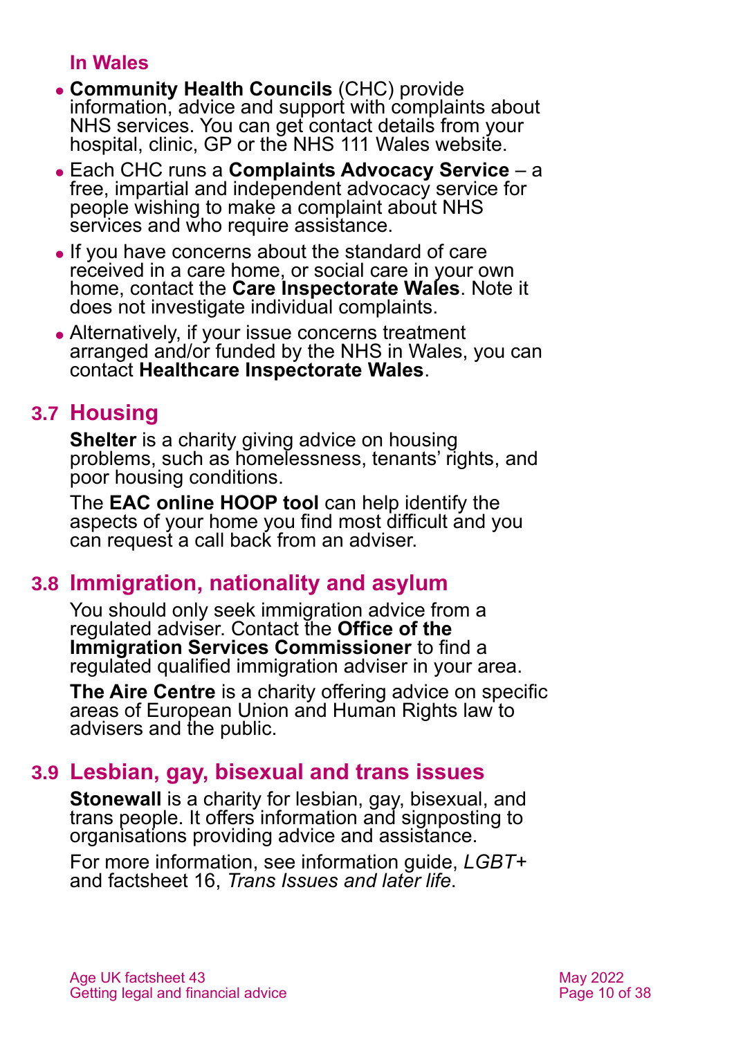#### In Wales

- **Community Health Councils** (CHC) provide information, advice and support with complaints about NHS services. You can get contact details from your hospital, clinic, GP or the NHS 111 Wales website.
- Each CHC runs a **Complaints Advocacy Service** – a free, impartial and independent advocacy service for people wishing to make a complaint about NHS services and who require assistance.
- If you have concerns about the standard of care received in a care home, or social care in your own home, contact the **Care Inspectorate Wales**. Note it does not investigate individual complaints.
- Alternatively, if your issue concerns treatment arranged and/or funded by the NHS in Wales, you can contact **Healthcare Inspectorate Wales**.

## 3.7 Housing

**Shelter** is a charity giving advice on housing problems, such as homelessness, tenants' rights, and poor housing conditions.

The **EAC online HOOP tool** can help identify the aspects of your home you find most difficult and you can request a call back from an adviser.

## 3.8 Immigration, nationality and asylum

You should only seek immigration advice from a regulated adviser. Contact the **Office of the Immigration Services Commissioner** to find a regulated qualified immigration adviser in your area.

**The Aire Centre** is a charity offering advice on specific areas of European Union and Human Rights law to advisers and the public.

## 3.9 Lesbian, gay, bisexual and trans issues

**Stonewall** is a charity for lesbian, gay, bisexual, and trans people. It offers information and signposting to organisations providing advice and assistance.

For more information, see information guide, *LGBT+* and factsheet 16, *Trans Issues and later life*.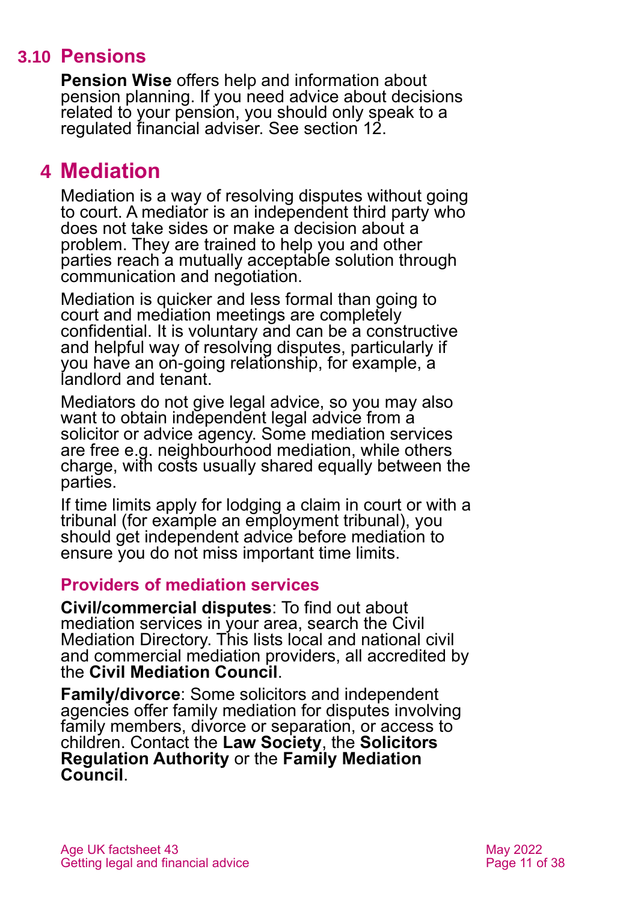### 3.10 Pensions

**Pension Wise** offers help and information about pension planning. If you need advice about decisions related to your pension, you should only speak to a regulated financial adviser. See section 12.

## 4 Mediation

Mediation is a way of resolving disputes without going to court. A mediator is an independent third party who does not take sides or make a decision about a problem. They are trained to help you and other parties reach a mutually acceptable solution through communication and negotiation.

Mediation is quicker and less formal than going to court and mediation meetings are completely confidential. It is voluntary and can be a constructive and helpful way of resolving disputes, particularly if you have an on-going relationship, for example, a landlord and tenant.

Mediators do not give legal advice, so you may also want to obtain independent legal advice from a solicitor or advice agency. Some mediation services are free e.g. neighbourhood mediation, while others charge, with costs usually shared equally between the parties.

If time limits apply for lodging a claim in court or with a tribunal (for example an employment tribunal), you should get independent advice before mediation to ensure you do not miss important time limits.

### Providers of mediation services

**Civil/commercial disputes**: To find out about mediation services in your area, search the Civil Mediation Directory. This lists local and national civil and commercial mediation providers, all accredited by the **Civil Mediation Council**.

**Family/divorce**: Some solicitors and independent agencies offer family mediation for disputes involving family members, divorce or separation, or access to children. Contact the **Law Society**, the **Solicitors Regulation Authority** or the **Family Mediation Council**.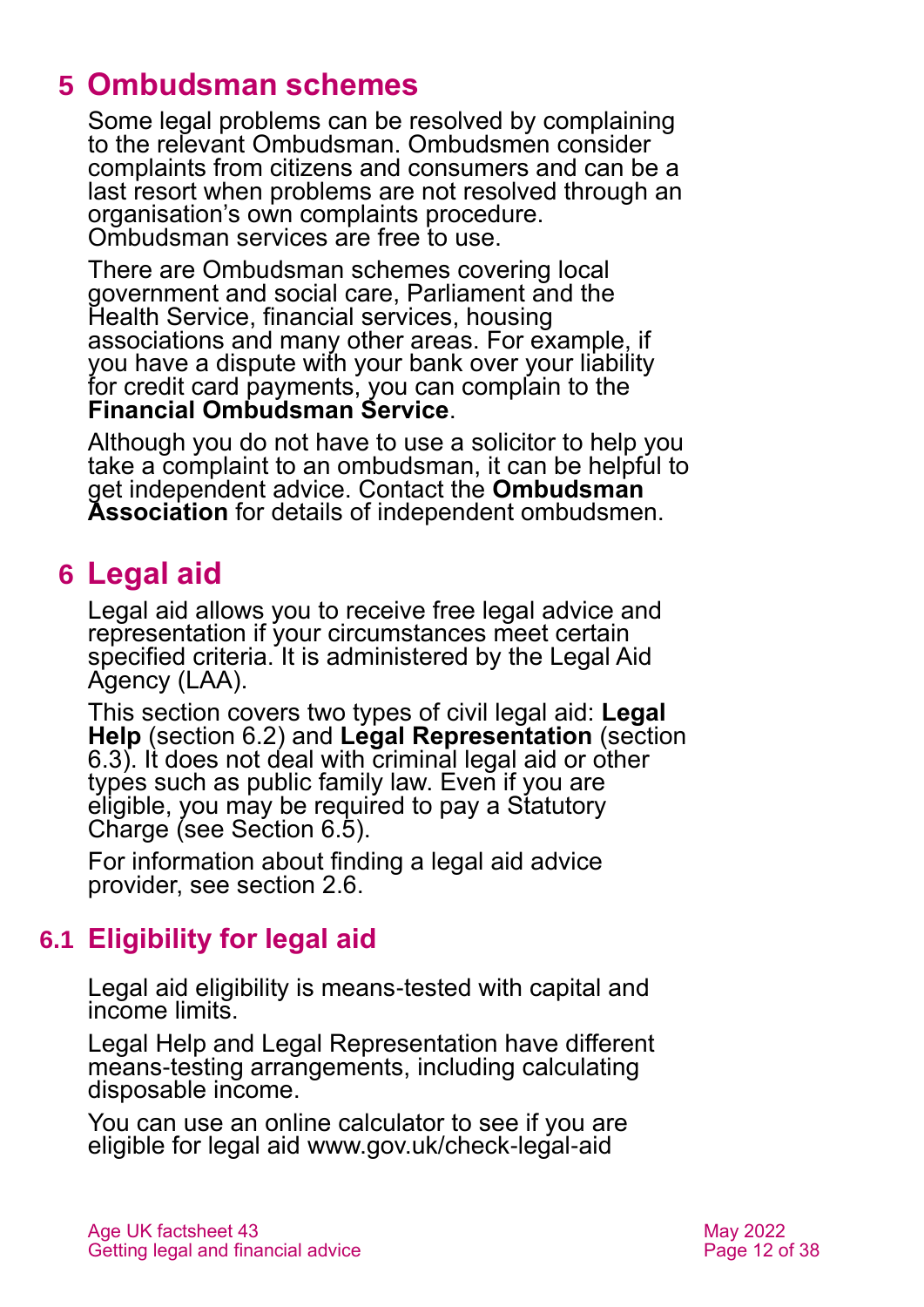# 5 Ombudsman schemes

Some legal problems can be resolved by complaining to the relevant Ombudsman. Ombudsmen consider complaints from citizens and consumers and can be a last resort when problems are not resolved through an organisation's own complaints procedure. Ombudsman services are free to use.

There are Ombudsman schemes covering local government and social care, Parliament and the Health Service, financial services, housing associations and many other areas. For example, if you have a dispute with your bank over your liability for credit card payments, you can complain to the **Financial Ombudsman Service**.

Although you do not have to use a solicitor to help you take a complaint to an ombudsman, it can be helpful to get independent advice. Contact the **Ombudsman Association** for details of independent ombudsmen.

# 6 Legal aid

Legal aid allows you to receive free legal advice and representation if your circumstances meet certain specified criteria. It is administered by the Legal Aid Agency (LAA).

This section covers two types of civil legal aid: **Legal Help** (section 6.2) and **Legal Representation** (section 6.3). It does not deal with criminal legal aid or other types such as public family law. Even if you are eligible, you may be required to pay a Statutory Charge (see Section 6.5).

For information about finding a legal aid advice provider, see section 2.6.

## 6.1 Eligibility for legal aid

Legal aid eligibility is means-tested with capital and income limits.

Legal Help and Legal Representation have different means-testing arrangements, including calculating disposable income.

You can use an online calculator to see if you are eligible for legal aid www.gov.uk/check-legal-aid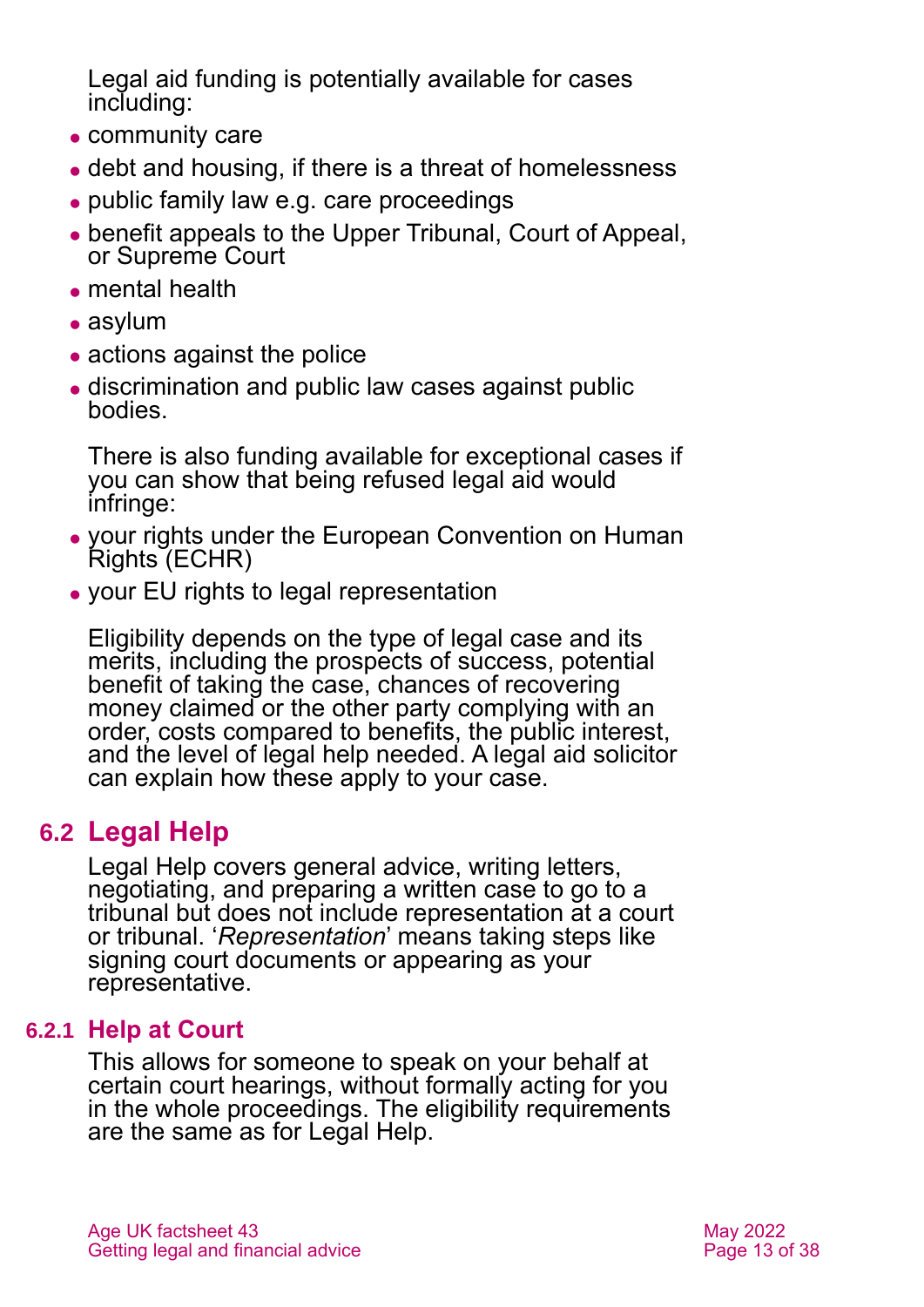Legal aid funding is potentially available for cases including:

- community care
- debt and housing, if there is a threat of homelessness
- public family law e.g. care proceedings
- benefit appeals to the Upper Tribunal, Court of Appeal, or Supreme Court
- mental health
- asylum
- actions against the police
- discrimination and public law cases against public bodies.

There is also funding available for exceptional cases if you can show that being refused legal aid would infringe:

- your rights under the European Convention on Human Rights (ECHR)
- your EU rights to legal representation

Eligibility depends on the type of legal case and its merits, including the prospects of success, potential benefit of taking the case, chances of recovering money claimed or the other party complying with an order, costs compared to benefits, the public interest, and the level of legal help needed. A legal aid solicitor can explain how these apply to your case.

## 6.2 Legal Help

Legal Help covers general advice, writing letters, negotiating, and preparing a written case to go to a tribunal but does not include representation at a court or tribunal. '*Representation*' means taking steps like signing court documents or appearing as your representative.

### 6.2.1 Help at Court

This allows for someone to speak on your behalf at certain court hearings, without formally acting for you in the whole proceedings. The eligibility requirements are the same as for Legal Help.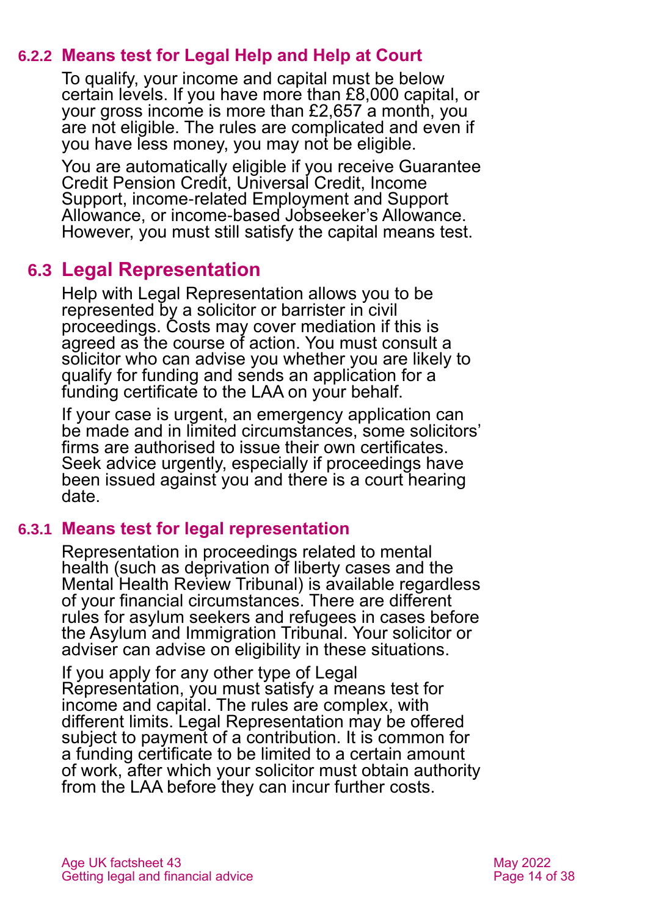### 6.2.2 Means test for Legal Help and Help at Court

To qualify, your income and capital must be below certain levels. If you have more than £8,000 capital, or your gross income is more than £2,657 a month, you are not eligible. The rules are complicated and even if you have less money, you may not be eligible.

You are automatically eligible if you receive Guarantee Credit Pension Credit, Universal Credit, Income Support, income-related Employment and Support Allowance, or income-based Jobseeker's Allowance. However, you must still satisfy the capital means test.

## 6.3 Legal Representation

Help with Legal Representation allows you to be represented by a solicitor or barrister in civil proceedings. Costs may cover mediation if this is agreed as the course of action. You must consult a solicitor who can advise you whether you are likely to qualify for funding and sends an application for a funding certificate to the LAA on your behalf.

If your case is urgent, an emergency application can be made and in limited circumstances, some solicitors' firms are authorised to issue their own certificates. Seek advice urgently, especially if proceedings have been issued against you and there is a court hearing date.

### 6.3.1 Means test for legal representation

Representation in proceedings related to mental health (such as deprivation of liberty cases and the Mental Health Review Tribunal) is available regardless of your financial circumstances. There are different rules for asylum seekers and refugees in cases before the Asylum and Immigration Tribunal. Your solicitor or adviser can advise on eligibility in these situations.

If you apply for any other type of Legal Representation, you must satisfy a means test for income and capital. The rules are complex, with different limits. Legal Representation may be offered subject to payment of a contribution. It is common for a funding certificate to be limited to a certain amount of work, after which your solicitor must obtain authority from the LAA before they can incur further costs.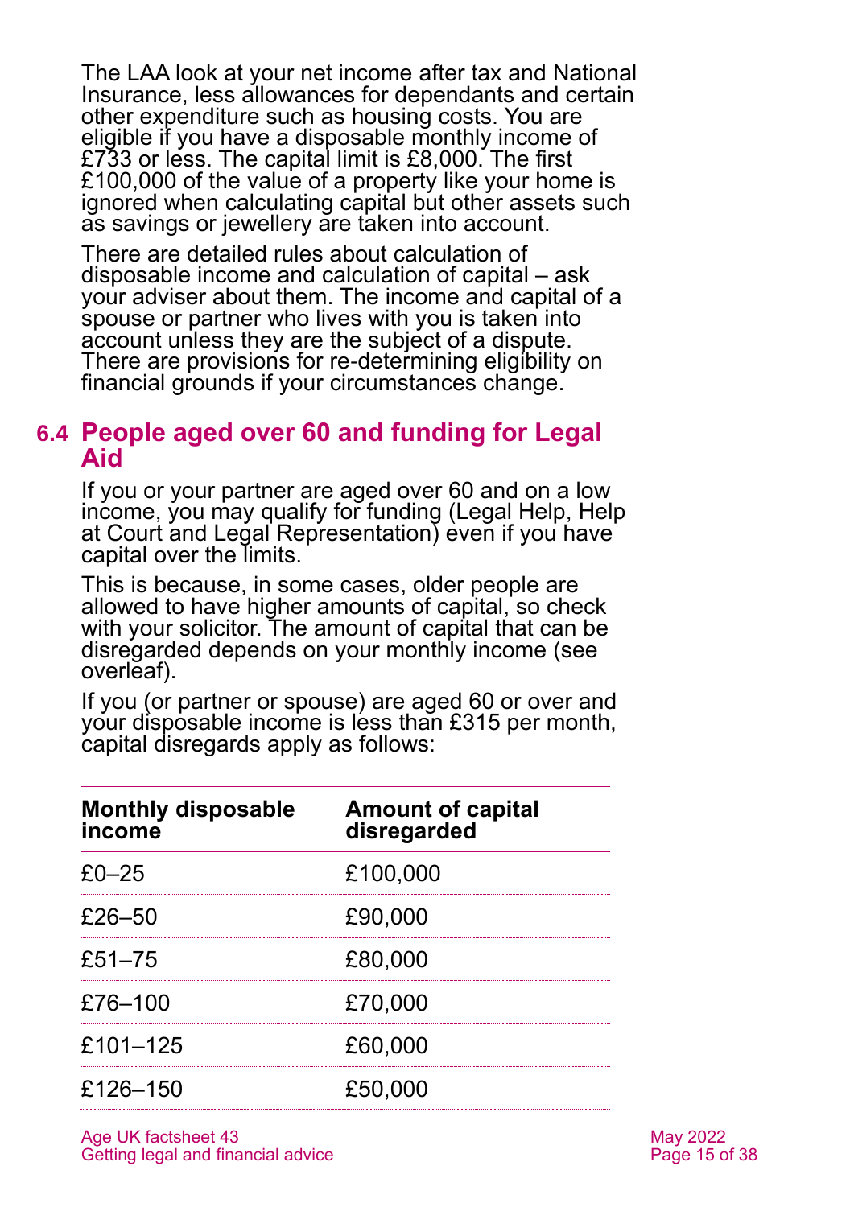The LAA look at your net income after tax and National Insurance, less allowances for dependants and certain other expenditure such as housing costs. You are eligible if you have a disposable monthly income of £733 or less. The capital limit is £8,000. The first £100,000 of the value of a property like your home is ignored when calculating capital but other assets such as savings or jewellery are taken into account.

There are detailed rules about calculation of disposable income and calculation of capital – ask your adviser about them. The income and capital of a spouse or partner who lives with you is taken into account unless they are the subject of a dispute. There are provisions for re-determining eligibility on financial grounds if your circumstances change.

## 6.4 People aged over 60 and funding for Legal Aid

If you or your partner are aged over 60 and on a low income, you may qualify for funding (Legal Help, Help at Court and Legal Representation) even if you have capital over the limits.

This is because, in some cases, older people are allowed to have higher amounts of capital, so check with your solicitor. The amount of capital that can be disregarded depends on your monthly income (see overleaf).

If you (or partner or spouse) are aged 60 or over and your disposable income is less than £315 per month, capital disregards apply as follows:

| Monthly disposable income | Amount of capital disregarded |
|---|---|
| £0–25 | £100,000 |
| £26–50 | £90,000 |
| £51–75 | £80,000 |
| £76–100 | £70,000 |
| £101–125 | £60,000 |
| £126–150 | £50,000 |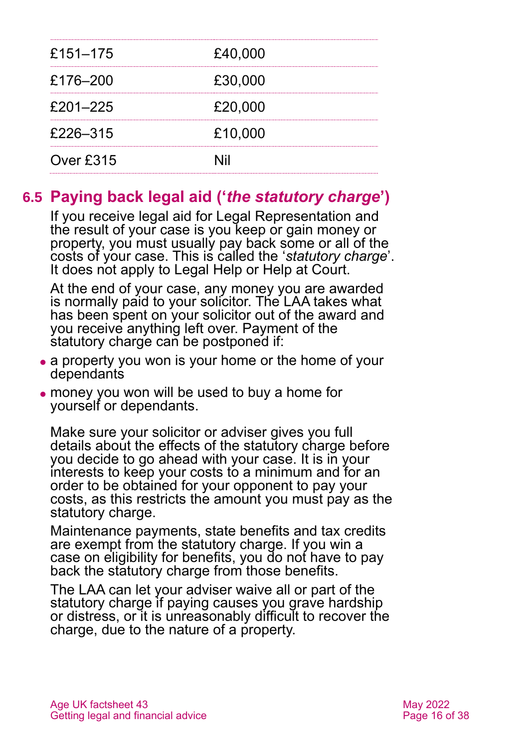| | |
|---|---|
| £151–175 | £40,000 |
| £176–200 | £30,000 |
| £201–225 | £20,000 |
| £226–315 | £10,000 |
| Over £315 | Nil |

## 6.5 Paying back legal aid ('*the statutory charge*')

If you receive legal aid for Legal Representation and the result of your case is you keep or gain money or property, you must usually pay back some or all of the costs of your case. This is called the '*statutory charge*'. It does not apply to Legal Help or Help at Court.

At the end of your case, any money you are awarded is normally paid to your solicitor. The LAA takes what has been spent on your solicitor out of the award and you receive anything left over. Payment of the statutory charge can be postponed if:

- a property you won is your home or the home of your dependants
- money you won will be used to buy a home for yourself or dependants.

Make sure your solicitor or adviser gives you full details about the effects of the statutory charge before you decide to go ahead with your case. It is in your interests to keep your costs to a minimum and for an order to be obtained for your opponent to pay your costs, as this restricts the amount you must pay as the statutory charge.

Maintenance payments, state benefits and tax credits are exempt from the statutory charge. If you win a case on eligibility for benefits, you do not have to pay back the statutory charge from those benefits.

The LAA can let your adviser waive all or part of the statutory charge if paying causes you grave hardship or distress, or it is unreasonably difficult to recover the charge, due to the nature of a property.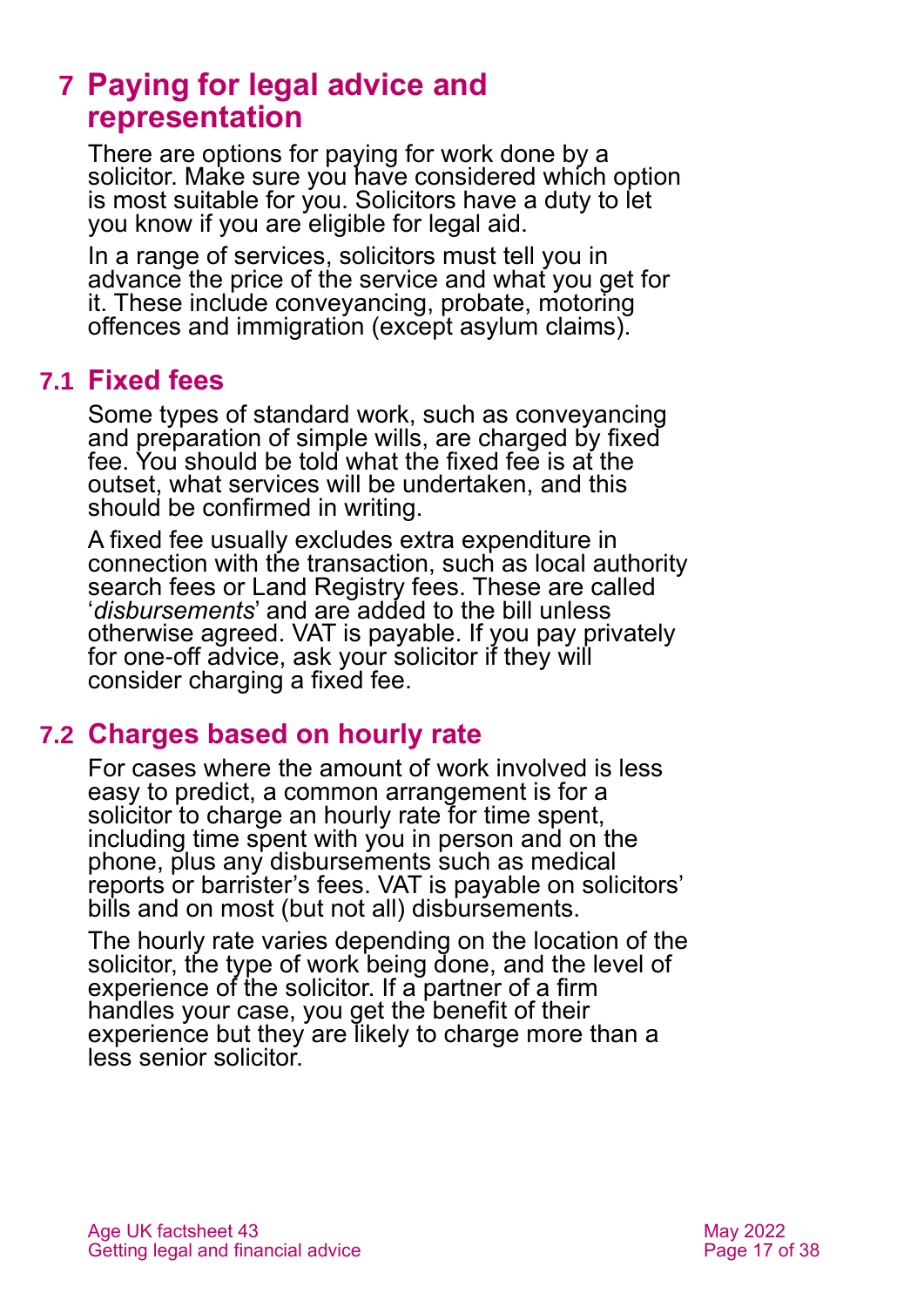## 7 Paying for legal advice and representation

There are options for paying for work done by a solicitor. Make sure you have considered which option is most suitable for you. Solicitors have a duty to let you know if you are eligible for legal aid.

In a range of services, solicitors must tell you in advance the price of the service and what you get for it. These include conveyancing, probate, motoring offences and immigration (except asylum claims).

### 7.1 Fixed fees

Some types of standard work, such as conveyancing and preparation of simple wills, are charged by fixed fee. You should be told what the fixed fee is at the outset, what services will be undertaken, and this should be confirmed in writing.

A fixed fee usually excludes extra expenditure in connection with the transaction, such as local authority search fees or Land Registry fees. These are called '*disbursements*' and are added to the bill unless otherwise agreed. VAT is payable. If you pay privately for one-off advice, ask your solicitor if they will consider charging a fixed fee.

### 7.2 Charges based on hourly rate

For cases where the amount of work involved is less easy to predict, a common arrangement is for a solicitor to charge an hourly rate for time spent, including time spent with you in person and on the phone, plus any disbursements such as medical reports or barrister's fees. VAT is payable on solicitors' bills and on most (but not all) disbursements.

The hourly rate varies depending on the location of the solicitor, the type of work being done, and the level of experience of the solicitor. If a partner of a firm handles your case, you get the benefit of their experience but they are likely to charge more than a less senior solicitor.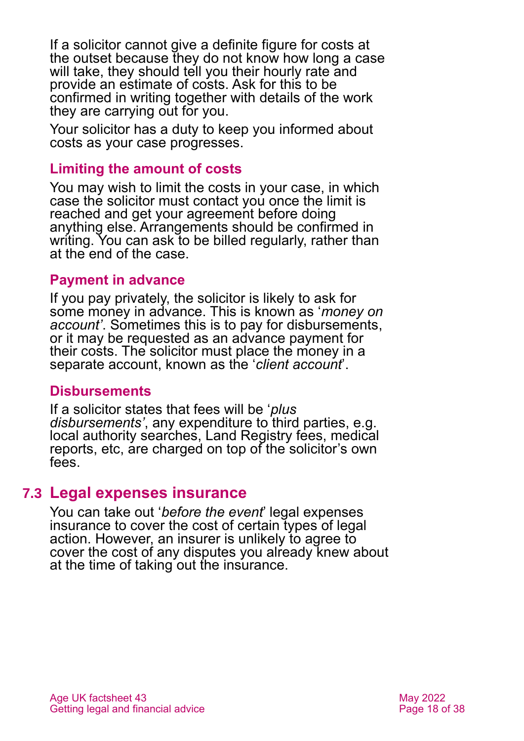If a solicitor cannot give a definite figure for costs at the outset because they do not know how long a case will take, they should tell you their hourly rate and provide an estimate of costs. Ask for this to be confirmed in writing together with details of the work they are carrying out for you.

Your solicitor has a duty to keep you informed about costs as your case progresses.

### Limiting the amount of costs

You may wish to limit the costs in your case, in which case the solicitor must contact you once the limit is reached and get your agreement before doing anything else. Arrangements should be confirmed in writing. You can ask to be billed regularly, rather than at the end of the case.

### Payment in advance

If you pay privately, the solicitor is likely to ask for some money in advance. This is known as '*money on account'*. Sometimes this is to pay for disbursements, or it may be requested as an advance payment for their costs. The solicitor must place the money in a separate account, known as the '*client account*'.

### Disbursements

If a solicitor states that fees will be '*plus disbursements'*, any expenditure to third parties, e.g. local authority searches, Land Registry fees, medical reports, etc, are charged on top of the solicitor's own fees.

## 7.3 Legal expenses insurance

You can take out '*before the event*' legal expenses insurance to cover the cost of certain types of legal action. However, an insurer is unlikely to agree to cover the cost of any disputes you already knew about at the time of taking out the insurance.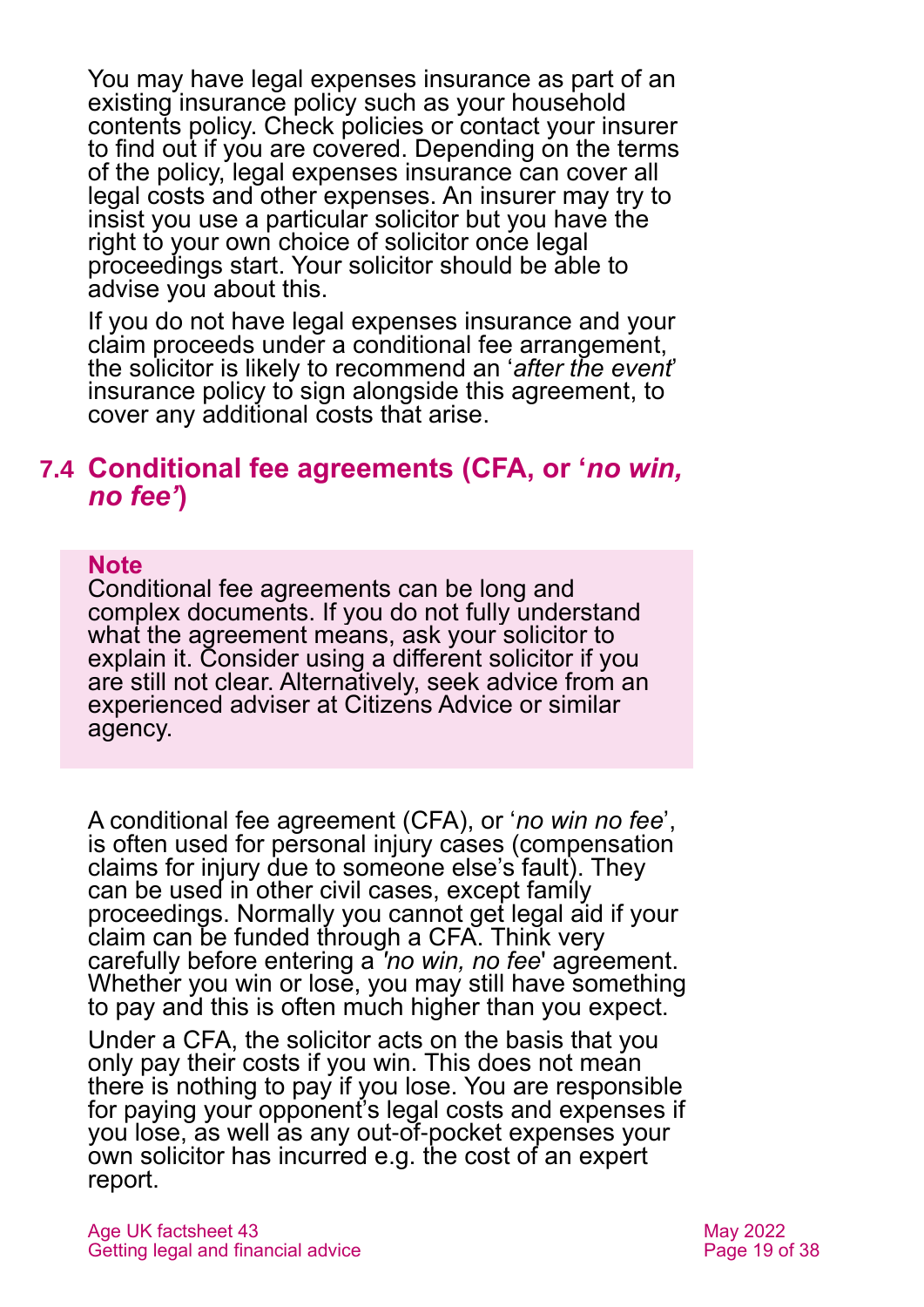You may have legal expenses insurance as part of an existing insurance policy such as your household contents policy. Check policies or contact your insurer to find out if you are covered. Depending on the terms of the policy, legal expenses insurance can cover all legal costs and other expenses. An insurer may try to insist you use a particular solicitor but you have the right to your own choice of solicitor once legal proceedings start. Your solicitor should be able to advise you about this.

If you do not have legal expenses insurance and your claim proceeds under a conditional fee arrangement, the solicitor is likely to recommend an '*after the event*' insurance policy to sign alongside this agreement, to cover any additional costs that arise.

## 7.4 Conditional fee agreements (CFA, or '*no win, no fee'*)

> **Note**
> Conditional fee agreements can be long and complex documents. If you do not fully understand what the agreement means, ask your solicitor to explain it. Consider using a different solicitor if you are still not clear. Alternatively, seek advice from an experienced adviser at Citizens Advice or similar agency.

A conditional fee agreement (CFA), or '*no win no fee*', is often used for personal injury cases (compensation claims for injury due to someone else's fault). They can be used in other civil cases, except family proceedings. Normally you cannot get legal aid if your claim can be funded through a CFA. Think very carefully before entering a '*no win, no fee*' agreement. Whether you win or lose, you may still have something to pay and this is often much higher than you expect.

Under a CFA, the solicitor acts on the basis that you only pay their costs if you win. This does not mean there is nothing to pay if you lose. You are responsible for paying your opponent's legal costs and expenses if you lose, as well as any out-of-pocket expenses your own solicitor has incurred e.g. the cost of an expert report.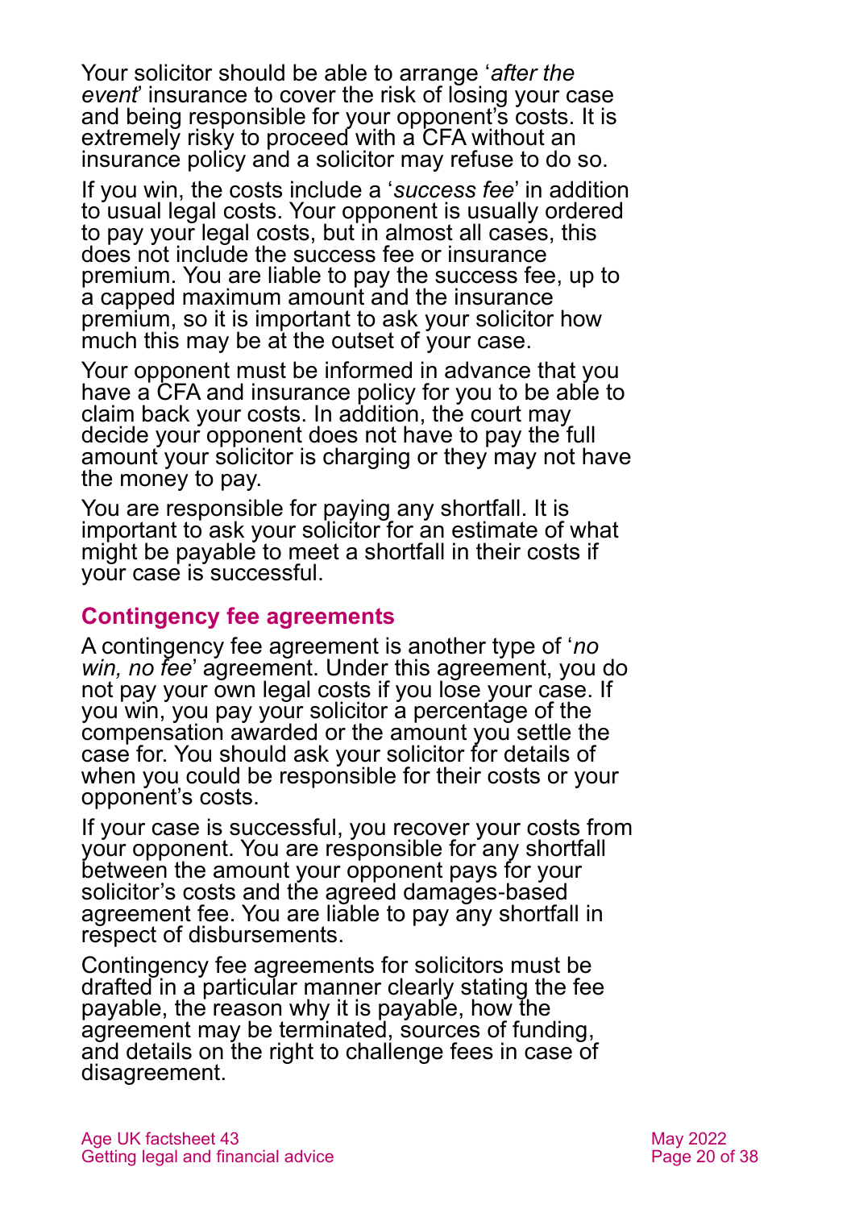Your solicitor should be able to arrange '*after the event*' insurance to cover the risk of losing your case and being responsible for your opponent's costs. It is extremely risky to proceed with a CFA without an insurance policy and a solicitor may refuse to do so.

If you win, the costs include a '*success fee*' in addition to usual legal costs. Your opponent is usually ordered to pay your legal costs, but in almost all cases, this does not include the success fee or insurance premium. You are liable to pay the success fee, up to a capped maximum amount and the insurance premium, so it is important to ask your solicitor how much this may be at the outset of your case.

Your opponent must be informed in advance that you have a CFA and insurance policy for you to be able to claim back your costs. In addition, the court may decide your opponent does not have to pay the full amount your solicitor is charging or they may not have the money to pay.

You are responsible for paying any shortfall. It is important to ask your solicitor for an estimate of what might be payable to meet a shortfall in their costs if your case is successful.

## Contingency fee agreements

A contingency fee agreement is another type of '*no win, no fee*' agreement. Under this agreement, you do not pay your own legal costs if you lose your case. If you win, you pay your solicitor a percentage of the compensation awarded or the amount you settle the case for. You should ask your solicitor for details of when you could be responsible for their costs or your opponent's costs.

If your case is successful, you recover your costs from your opponent. You are responsible for any shortfall between the amount your opponent pays for your solicitor's costs and the agreed damages-based agreement fee. You are liable to pay any shortfall in respect of disbursements.

Contingency fee agreements for solicitors must be drafted in a particular manner clearly stating the fee payable, the reason why it is payable, how the agreement may be terminated, sources of funding, and details on the right to challenge fees in case of disagreement.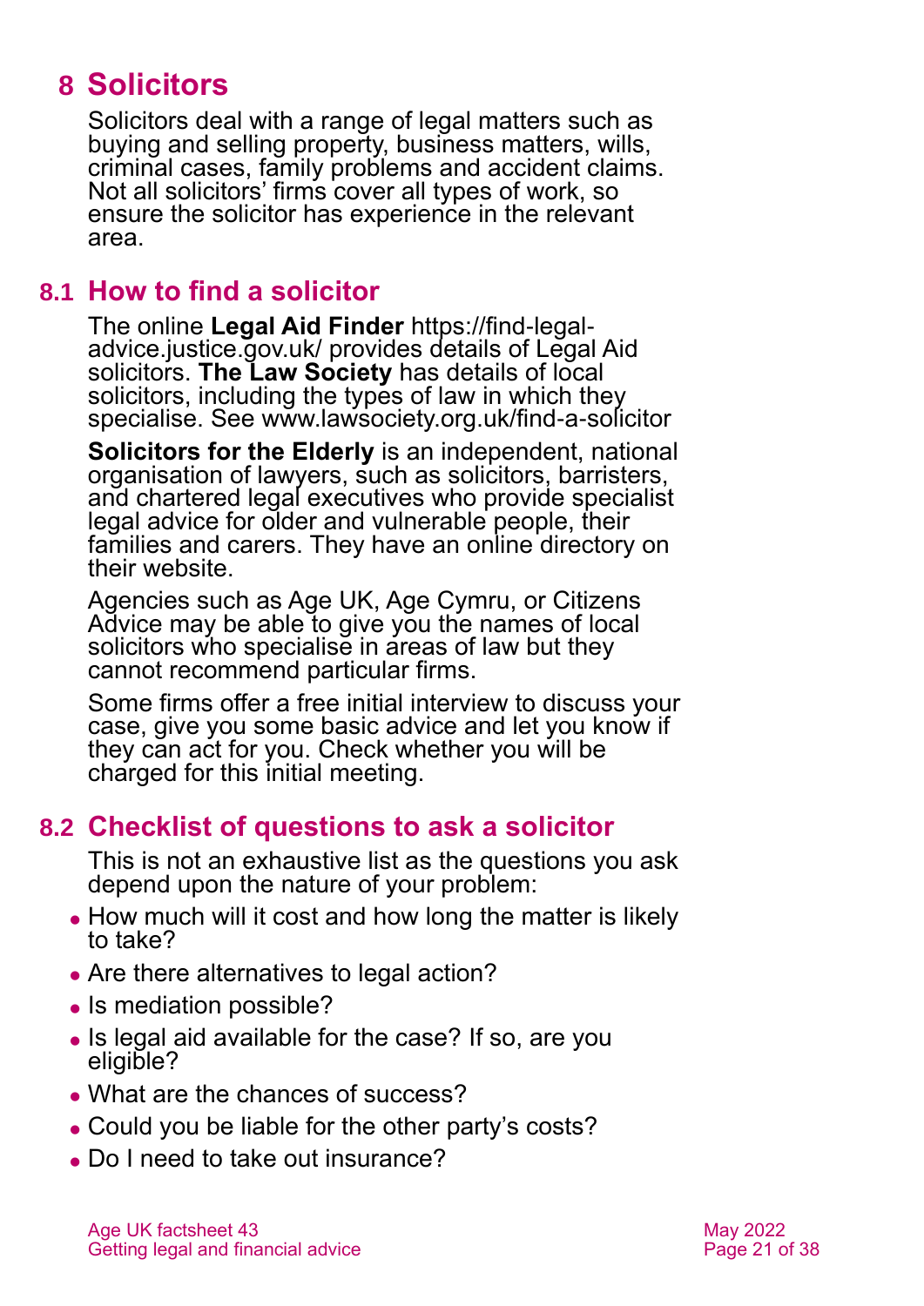# 8 Solicitors

Solicitors deal with a range of legal matters such as buying and selling property, business matters, wills, criminal cases, family problems and accident claims. Not all solicitors' firms cover all types of work, so ensure the solicitor has experience in the relevant area.

## 8.1 How to find a solicitor

The online **Legal Aid Finder** https://find-legal-advice.justice.gov.uk/ provides details of Legal Aid solicitors. **The Law Society** has details of local solicitors, including the types of law in which they specialise. See www.lawsociety.org.uk/find-a-solicitor

**Solicitors for the Elderly** is an independent, national organisation of lawyers, such as solicitors, barristers, and chartered legal executives who provide specialist legal advice for older and vulnerable people, their families and carers. They have an online directory on their website.

Agencies such as Age UK, Age Cymru, or Citizens Advice may be able to give you the names of local solicitors who specialise in areas of law but they cannot recommend particular firms.

Some firms offer a free initial interview to discuss your case, give you some basic advice and let you know if they can act for you. Check whether you will be charged for this initial meeting.

## 8.2 Checklist of questions to ask a solicitor

This is not an exhaustive list as the questions you ask depend upon the nature of your problem:

- How much will it cost and how long the matter is likely to take?
- Are there alternatives to legal action?
- Is mediation possible?
- Is legal aid available for the case? If so, are you eligible?
- What are the chances of success?
- Could you be liable for the other party's costs?
- Do I need to take out insurance?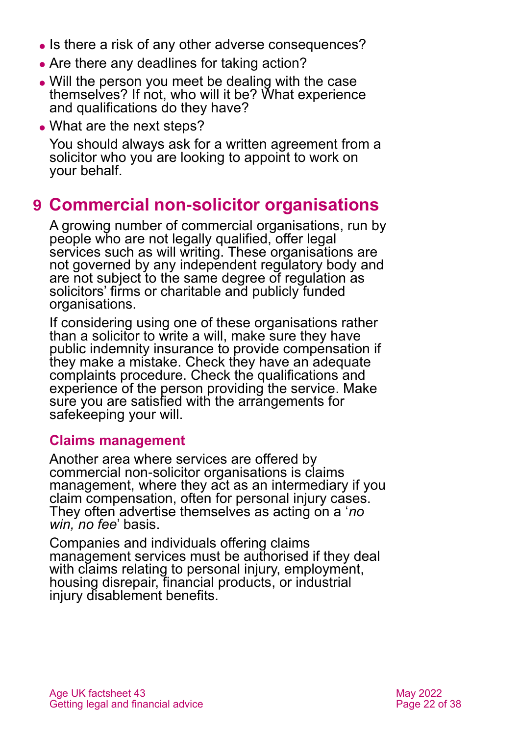- Is there a risk of any other adverse consequences?
- Are there any deadlines for taking action?
- Will the person you meet be dealing with the case themselves? If not, who will it be? What experience and qualifications do they have?
- What are the next steps?

You should always ask for a written agreement from a solicitor who you are looking to appoint to work on your behalf.

# 9 Commercial non-solicitor organisations

A growing number of commercial organisations, run by people who are not legally qualified, offer legal services such as will writing. These organisations are not governed by any independent regulatory body and are not subject to the same degree of regulation as solicitors' firms or charitable and publicly funded organisations.

If considering using one of these organisations rather than a solicitor to write a will, make sure they have public indemnity insurance to provide compensation if they make a mistake. Check they have an adequate complaints procedure. Check the qualifications and experience of the person providing the service. Make sure you are satisfied with the arrangements for safekeeping your will.

## Claims management

Another area where services are offered by commercial non-solicitor organisations is claims management, where they act as an intermediary if you claim compensation, often for personal injury cases. They often advertise themselves as acting on a '*no win, no fee*' basis.

Companies and individuals offering claims management services must be authorised if they deal with claims relating to personal injury, employment, housing disrepair, financial products, or industrial injury disablement benefits.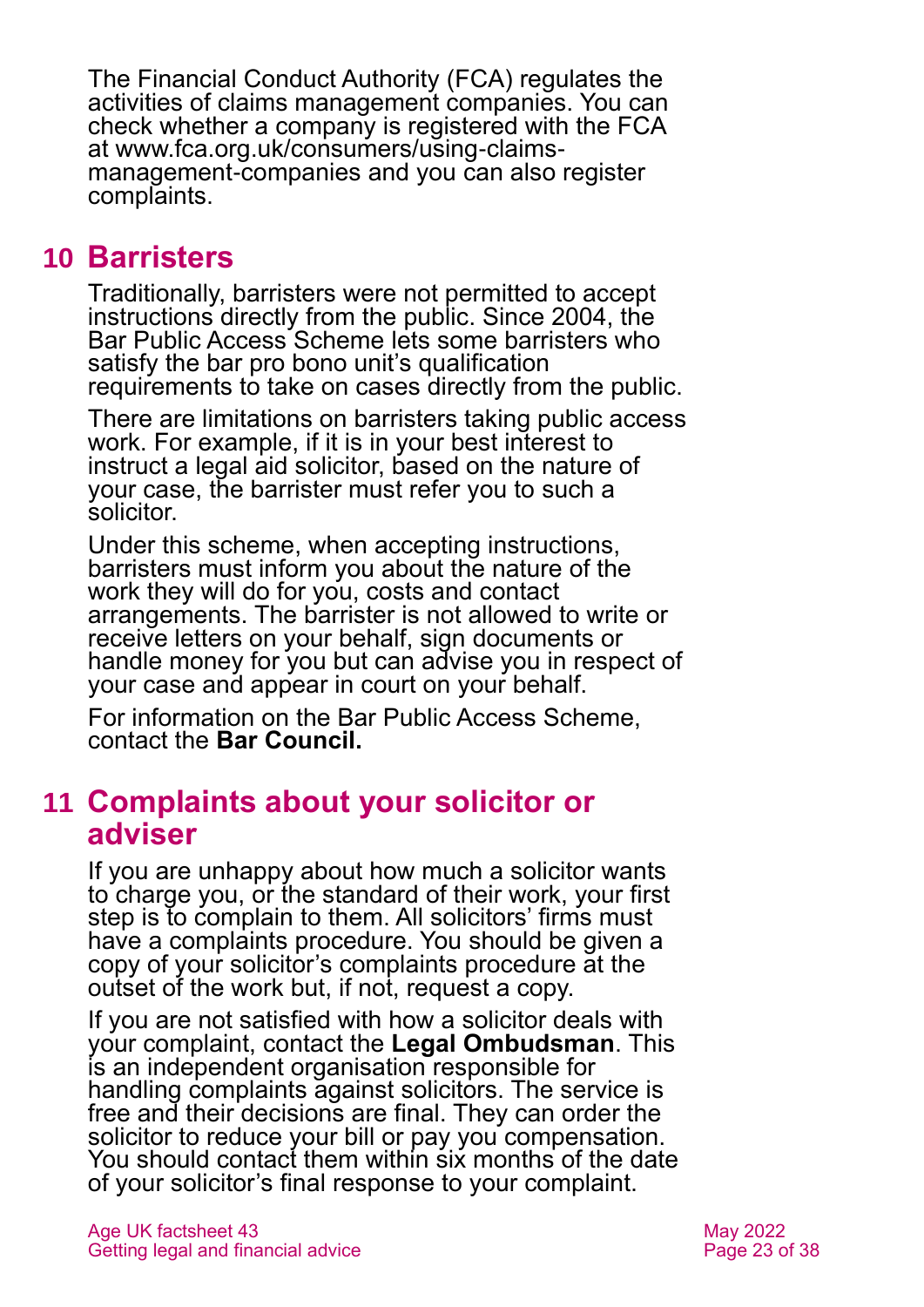The Financial Conduct Authority (FCA) regulates the activities of claims management companies. You can check whether a company is registered with the FCA at www.fca.org.uk/consumers/using-claims-management-companies and you can also register complaints.

## 10 Barristers

Traditionally, barristers were not permitted to accept instructions directly from the public. Since 2004, the Bar Public Access Scheme lets some barristers who satisfy the bar pro bono unit's qualification requirements to take on cases directly from the public.

There are limitations on barristers taking public access work. For example, if it is in your best interest to instruct a legal aid solicitor, based on the nature of your case, the barrister must refer you to such a solicitor.

Under this scheme, when accepting instructions, barristers must inform you about the nature of the work they will do for you, costs and contact arrangements. The barrister is not allowed to write or receive letters on your behalf, sign documents or handle money for you but can advise you in respect of your case and appear in court on your behalf.

For information on the Bar Public Access Scheme, contact the **Bar Council.**

## 11 Complaints about your solicitor or adviser

If you are unhappy about how much a solicitor wants to charge you, or the standard of their work, your first step is to complain to them. All solicitors' firms must have a complaints procedure. You should be given a copy of your solicitor's complaints procedure at the outset of the work but, if not, request a copy.

If you are not satisfied with how a solicitor deals with your complaint, contact the **Legal Ombudsman**. This is an independent organisation responsible for handling complaints against solicitors. The service is free and their decisions are final. They can order the solicitor to reduce your bill or pay you compensation. You should contact them within six months of the date of your solicitor's final response to your complaint.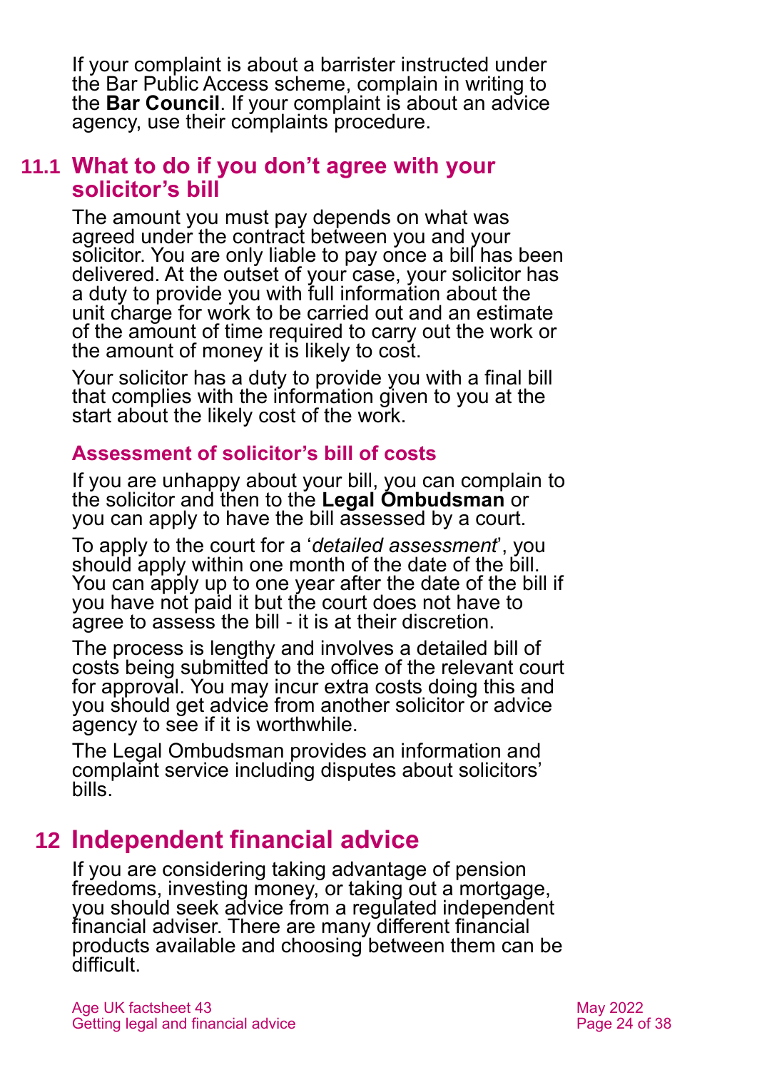If your complaint is about a barrister instructed under the Bar Public Access scheme, complain in writing to the **Bar Council**. If your complaint is about an advice agency, use their complaints procedure.

## 11.1 What to do if you don't agree with your solicitor's bill

The amount you must pay depends on what was agreed under the contract between you and your solicitor. You are only liable to pay once a bill has been delivered. At the outset of your case, your solicitor has a duty to provide you with full information about the unit charge for work to be carried out and an estimate of the amount of time required to carry out the work or the amount of money it is likely to cost.

Your solicitor has a duty to provide you with a final bill that complies with the information given to you at the start about the likely cost of the work.

### Assessment of solicitor's bill of costs

If you are unhappy about your bill, you can complain to the solicitor and then to the **Legal Ombudsman** or you can apply to have the bill assessed by a court.

To apply to the court for a '*detailed assessment*', you should apply within one month of the date of the bill. You can apply up to one year after the date of the bill if you have not paid it but the court does not have to agree to assess the bill - it is at their discretion.

The process is lengthy and involves a detailed bill of costs being submitted to the office of the relevant court for approval. You may incur extra costs doing this and you should get advice from another solicitor or advice agency to see if it is worthwhile.

The Legal Ombudsman provides an information and complaint service including disputes about solicitors' bills.

# 12 Independent financial advice

If you are considering taking advantage of pension freedoms, investing money, or taking out a mortgage, you should seek advice from a regulated independent financial adviser. There are many different financial products available and choosing between them can be difficult.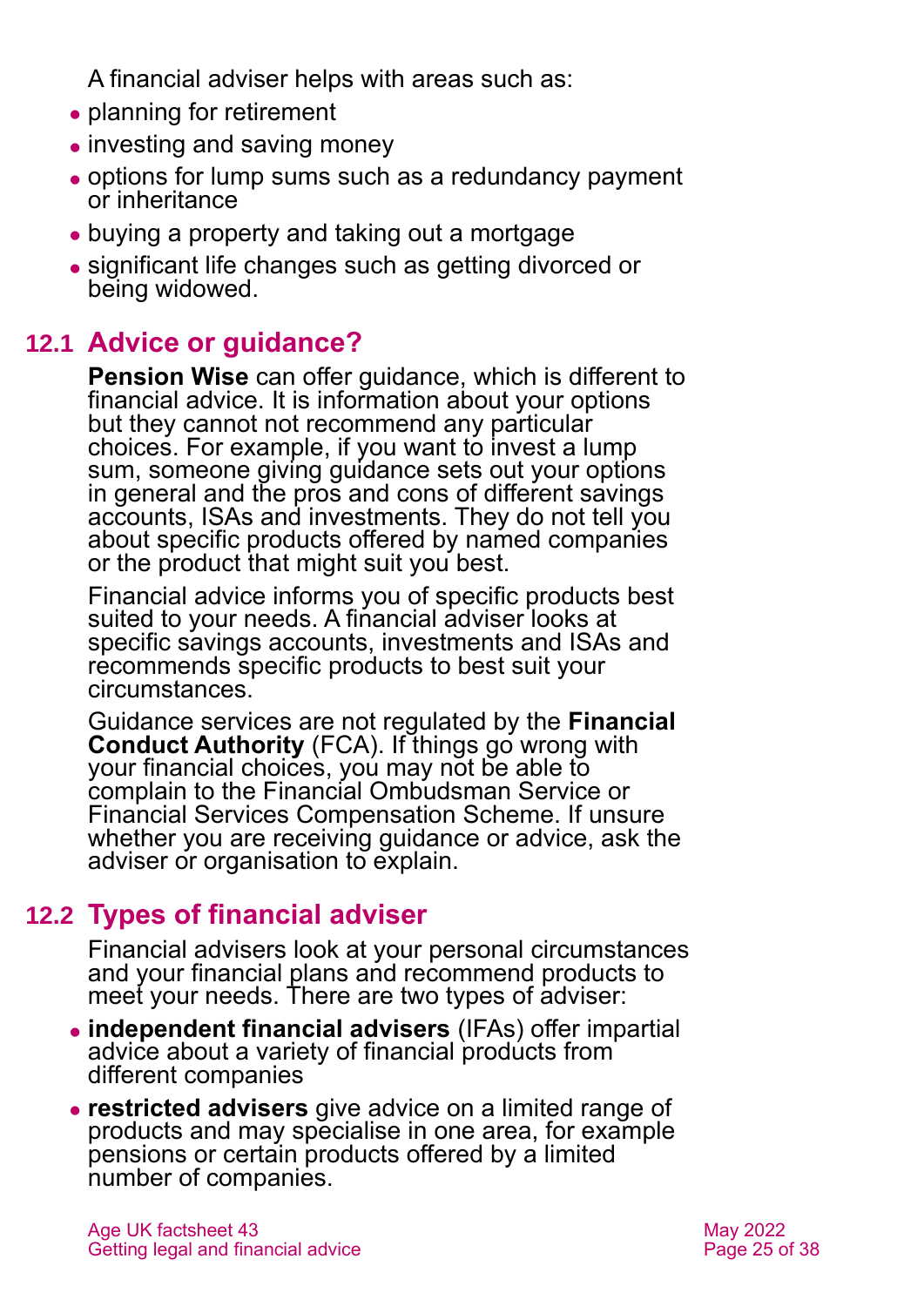A financial adviser helps with areas such as:

- planning for retirement
- investing and saving money
- options for lump sums such as a redundancy payment or inheritance
- buying a property and taking out a mortgage
- significant life changes such as getting divorced or being widowed.

## 12.1 Advice or guidance?

**Pension Wise** can offer guidance, which is different to financial advice. It is information about your options but they cannot not recommend any particular choices. For example, if you want to invest a lump sum, someone giving guidance sets out your options in general and the pros and cons of different savings accounts, ISAs and investments. They do not tell you about specific products offered by named companies or the product that might suit you best.

Financial advice informs you of specific products best suited to your needs. A financial adviser looks at specific savings accounts, investments and ISAs and recommends specific products to best suit your circumstances.

Guidance services are not regulated by the **Financial Conduct Authority** (FCA). If things go wrong with your financial choices, you may not be able to complain to the Financial Ombudsman Service or Financial Services Compensation Scheme. If unsure whether you are receiving guidance or advice, ask the adviser or organisation to explain.

## 12.2 Types of financial adviser

Financial advisers look at your personal circumstances and your financial plans and recommend products to meet your needs. There are two types of adviser:

- **independent financial advisers** (IFAs) offer impartial advice about a variety of financial products from different companies
- **restricted advisers** give advice on a limited range of products and may specialise in one area, for example pensions or certain products offered by a limited number of companies.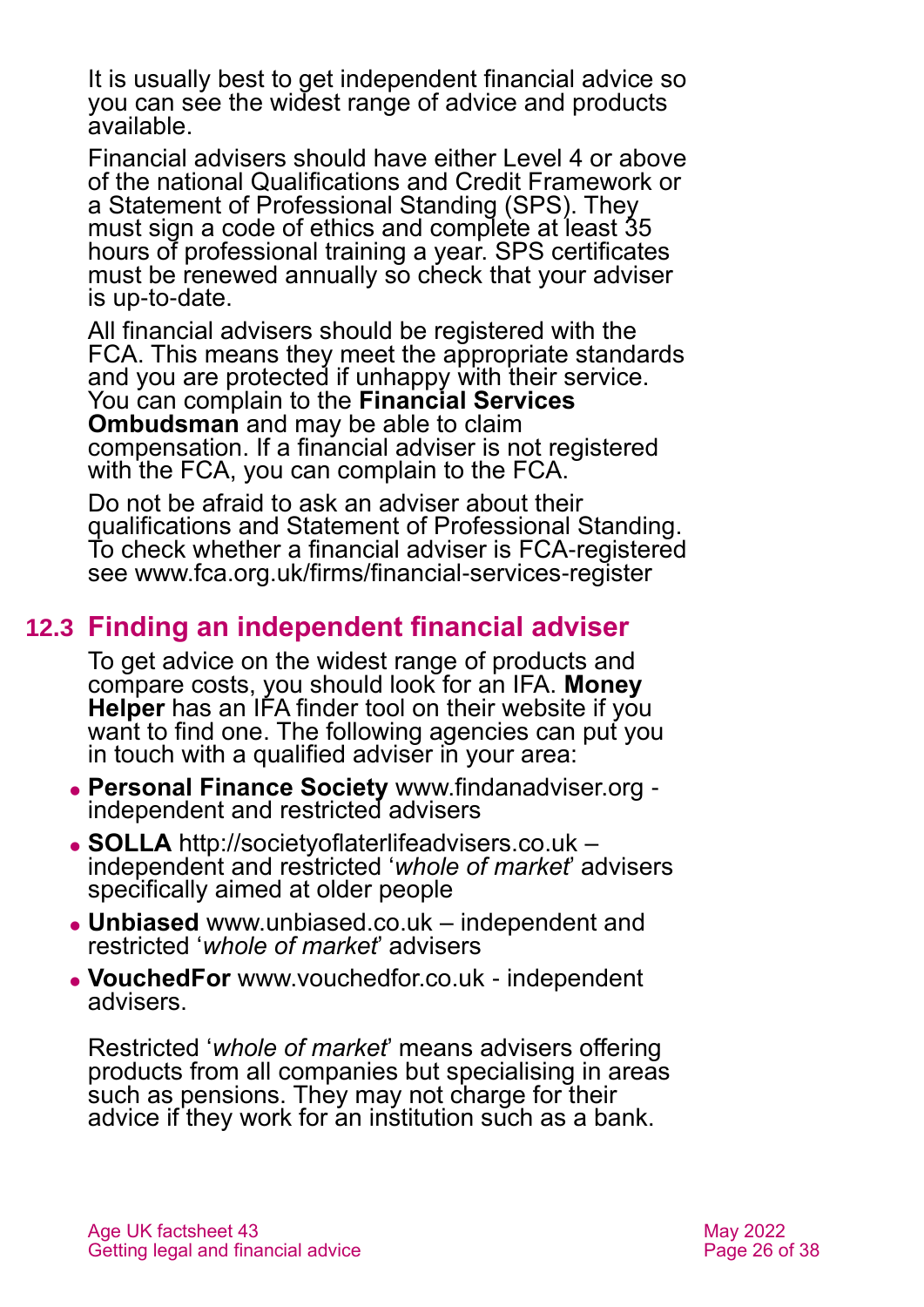It is usually best to get independent financial advice so you can see the widest range of advice and products available.

Financial advisers should have either Level 4 or above of the national Qualifications and Credit Framework or a Statement of Professional Standing (SPS). They must sign a code of ethics and complete at least 35 hours of professional training a year. SPS certificates must be renewed annually so check that your adviser is up-to-date.

All financial advisers should be registered with the FCA. This means they meet the appropriate standards and you are protected if unhappy with their service. You can complain to the **Financial Services Ombudsman** and may be able to claim compensation. If a financial adviser is not registered with the FCA, you can complain to the FCA.

Do not be afraid to ask an adviser about their qualifications and Statement of Professional Standing. To check whether a financial adviser is FCA-registered see www.fca.org.uk/firms/financial-services-register

## 12.3 Finding an independent financial adviser

To get advice on the widest range of products and compare costs, you should look for an IFA. **Money Helper** has an IFA finder tool on their website if you want to find one. The following agencies can put you in touch with a qualified adviser in your area:

- **Personal Finance Society** www.findanadviser.org - independent and restricted advisers
- **SOLLA** http://societyoflaterlifeadvisers.co.uk – independent and restricted '*whole of market*' advisers specifically aimed at older people
- **Unbiased** www.unbiased.co.uk – independent and restricted '*whole of market*' advisers
- **VouchedFor** www.vouchedfor.co.uk - independent advisers.

Restricted '*whole of market*' means advisers offering products from all companies but specialising in areas such as pensions. They may not charge for their advice if they work for an institution such as a bank.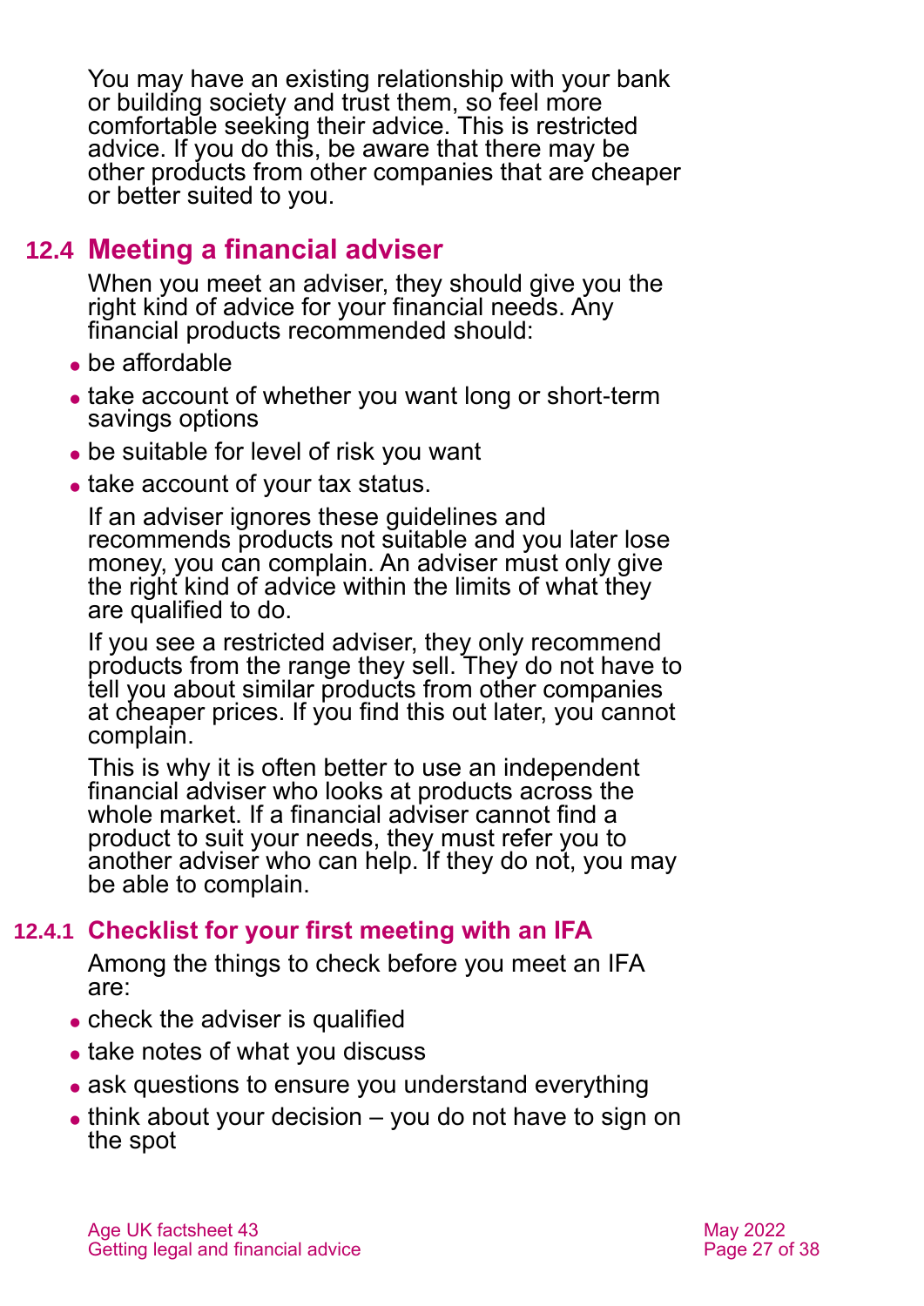You may have an existing relationship with your bank or building society and trust them, so feel more comfortable seeking their advice. This is restricted advice. If you do this, be aware that there may be other products from other companies that are cheaper or better suited to you.

## 12.4 Meeting a financial adviser

When you meet an adviser, they should give you the right kind of advice for your financial needs. Any financial products recommended should:

- be affordable
- take account of whether you want long or short-term savings options
- be suitable for level of risk you want
- take account of your tax status.

If an adviser ignores these guidelines and recommends products not suitable and you later lose money, you can complain. An adviser must only give the right kind of advice within the limits of what they are qualified to do.

If you see a restricted adviser, they only recommend products from the range they sell. They do not have to tell you about similar products from other companies at cheaper prices. If you find this out later, you cannot complain.

This is why it is often better to use an independent financial adviser who looks at products across the whole market. If a financial adviser cannot find a product to suit your needs, they must refer you to another adviser who can help. If they do not, you may be able to complain.

### 12.4.1 Checklist for your first meeting with an IFA

Among the things to check before you meet an IFA are:

- check the adviser is qualified
- take notes of what you discuss
- ask questions to ensure you understand everything
- think about your decision – you do not have to sign on the spot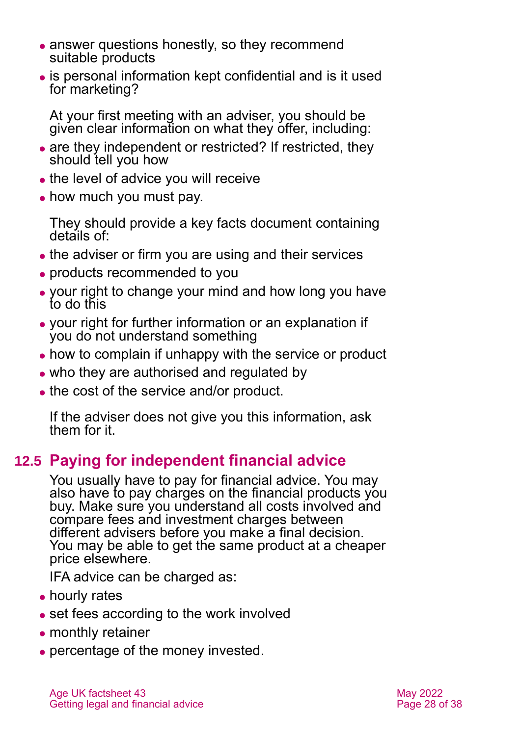- answer questions honestly, so they recommend suitable products
- is personal information kept confidential and is it used for marketing?

At your first meeting with an adviser, you should be given clear information on what they offer, including:

- are they independent or restricted? If restricted, they should tell you how
- the level of advice you will receive
- how much you must pay.

They should provide a key facts document containing details of:

- the adviser or firm you are using and their services
- products recommended to you
- your right to change your mind and how long you have to do this
- your right for further information or an explanation if you do not understand something
- how to complain if unhappy with the service or product
- who they are authorised and regulated by
- the cost of the service and/or product.

If the adviser does not give you this information, ask them for it.

## 12.5 Paying for independent financial advice

You usually have to pay for financial advice. You may also have to pay charges on the financial products you buy. Make sure you understand all costs involved and compare fees and investment charges between different advisers before you make a final decision. You may be able to get the same product at a cheaper price elsewhere.

IFA advice can be charged as:

- hourly rates
- set fees according to the work involved
- monthly retainer
- percentage of the money invested.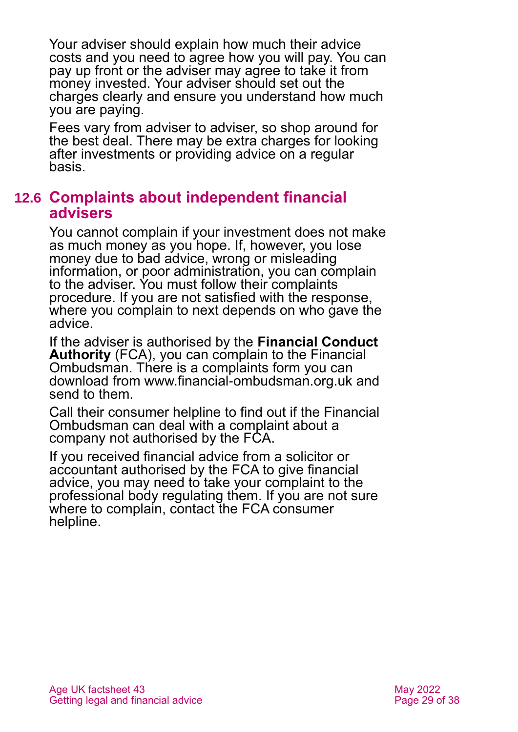Your adviser should explain how much their advice costs and you need to agree how you will pay. You can pay up front or the adviser may agree to take it from money invested. Your adviser should set out the charges clearly and ensure you understand how much you are paying.

Fees vary from adviser to adviser, so shop around for the best deal. There may be extra charges for looking after investments or providing advice on a regular basis.

## 12.6 Complaints about independent financial advisers

You cannot complain if your investment does not make as much money as you hope. If, however, you lose money due to bad advice, wrong or misleading information, or poor administration, you can complain to the adviser. You must follow their complaints procedure. If you are not satisfied with the response, where you complain to next depends on who gave the advice.

If the adviser is authorised by the **Financial Conduct Authority** (FCA), you can complain to the Financial Ombudsman. There is a complaints form you can download from www.financial-ombudsman.org.uk and send to them.

Call their consumer helpline to find out if the Financial Ombudsman can deal with a complaint about a company not authorised by the FCA.

If you received financial advice from a solicitor or accountant authorised by the FCA to give financial advice, you may need to take your complaint to the professional body regulating them. If you are not sure where to complain, contact the FCA consumer helpline.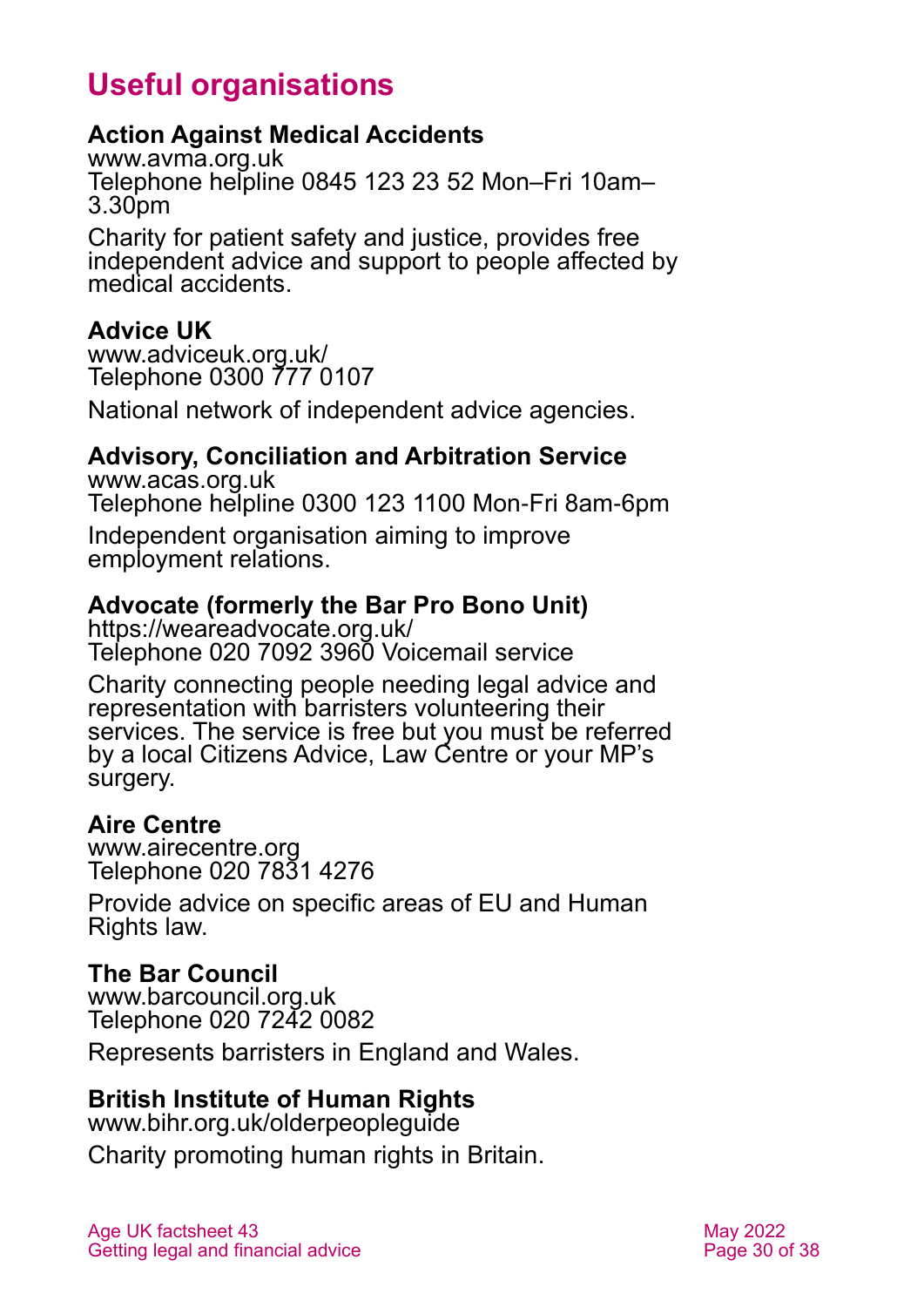# Useful organisations

**Action Against Medical Accidents**
www.avma.org.uk
Telephone helpline 0845 123 23 52 Mon–Fri 10am–3.30pm

Charity for patient safety and justice, provides free independent advice and support to people affected by medical accidents.

**Advice UK**
www.adviceuk.org.uk/
Telephone 0300 777 0107

National network of independent advice agencies.

**Advisory, Conciliation and Arbitration Service**
www.acas.org.uk
Telephone helpline 0300 123 1100 Mon-Fri 8am-6pm

Independent organisation aiming to improve employment relations.

**Advocate (formerly the Bar Pro Bono Unit)**
https://weareadvocate.org.uk/
Telephone 020 7092 3960 Voicemail service

Charity connecting people needing legal advice and representation with barristers volunteering their services. The service is free but you must be referred by a local Citizens Advice, Law Centre or your MP's surgery.

**Aire Centre**
www.airecentre.org
Telephone 020 7831 4276

Provide advice on specific areas of EU and Human Rights law.

**The Bar Council**
www.barcouncil.org.uk
Telephone 020 7242 0082

Represents barristers in England and Wales.

**British Institute of Human Rights**
www.bihr.org.uk/olderpeopleguide

Charity promoting human rights in Britain.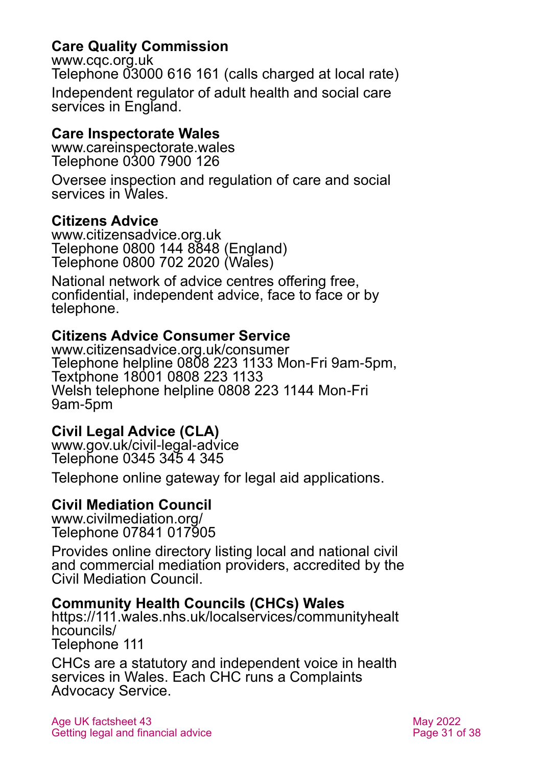**Care Quality Commission**
www.cqc.org.uk
Telephone 03000 616 161 (calls charged at local rate)

Independent regulator of adult health and social care services in England.

**Care Inspectorate Wales**
www.careinspectorate.wales
Telephone 0300 7900 126

Oversee inspection and regulation of care and social services in Wales.

**Citizens Advice**
www.citizensadvice.org.uk
Telephone 0800 144 8848 (England)
Telephone 0800 702 2020 (Wales)

National network of advice centres offering free, confidential, independent advice, face to face or by telephone.

**Citizens Advice Consumer Service**
www.citizensadvice.org.uk/consumer
Telephone helpline 0808 223 1133 Mon-Fri 9am-5pm,
Textphone 18001 0808 223 1133
Welsh telephone helpline 0808 223 1144 Mon-Fri 9am-5pm

**Civil Legal Advice (CLA)**
www.gov.uk/civil-legal-advice
Telephone 0345 345 4 345

Telephone online gateway for legal aid applications.

**Civil Mediation Council**
www.civilmediation.org/
Telephone 07841 017905

Provides online directory listing local and national civil and commercial mediation providers, accredited by the Civil Mediation Council.

**Community Health Councils (CHCs) Wales**
https://111.wales.nhs.uk/localservices/communityhealthcouncils/
Telephone 111

CHCs are a statutory and independent voice in health services in Wales. Each CHC runs a Complaints Advocacy Service.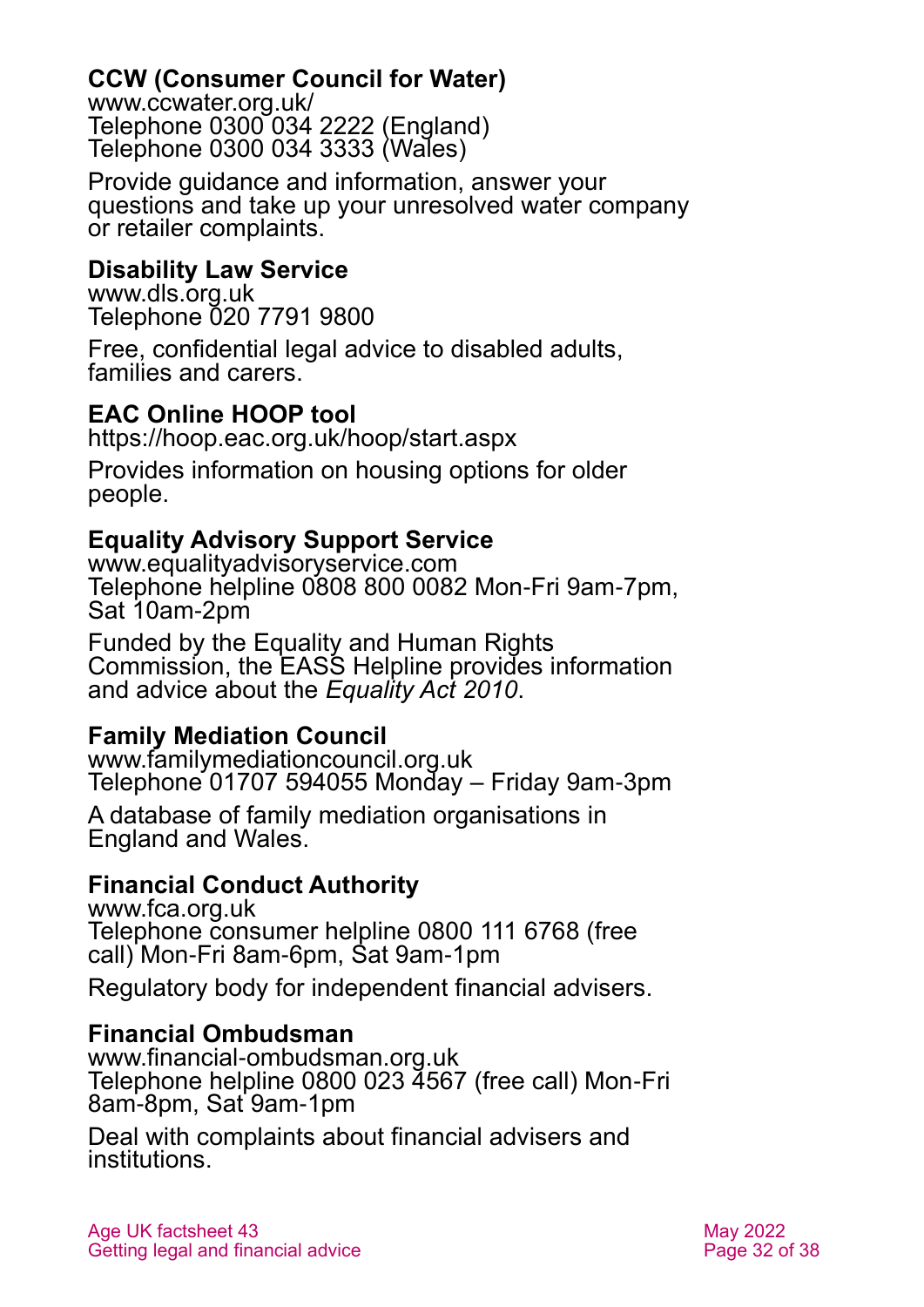**CCW (Consumer Council for Water)**
www.ccwater.org.uk/
Telephone 0300 034 2222 (England)
Telephone 0300 034 3333 (Wales)

Provide guidance and information, answer your questions and take up your unresolved water company or retailer complaints.

**Disability Law Service**
www.dls.org.uk
Telephone 020 7791 9800

Free, confidential legal advice to disabled adults, families and carers.

**EAC Online HOOP tool**
https://hoop.eac.org.uk/hoop/start.aspx

Provides information on housing options for older people.

**Equality Advisory Support Service**
www.equalityadvisoryservice.com
Telephone helpline 0808 800 0082 Mon-Fri 9am-7pm, Sat 10am-2pm

Funded by the Equality and Human Rights Commission, the EASS Helpline provides information and advice about the *Equality Act 2010*.

**Family Mediation Council**
www.familymediationcouncil.org.uk
Telephone 01707 594055 Monday – Friday 9am-3pm

A database of family mediation organisations in England and Wales.

**Financial Conduct Authority**
www.fca.org.uk
Telephone consumer helpline 0800 111 6768 (free call) Mon-Fri 8am-6pm, Sat 9am-1pm

Regulatory body for independent financial advisers.

**Financial Ombudsman**
www.financial-ombudsman.org.uk
Telephone helpline 0800 023 4567 (free call) Mon-Fri 8am-8pm, Sat 9am-1pm

Deal with complaints about financial advisers and institutions.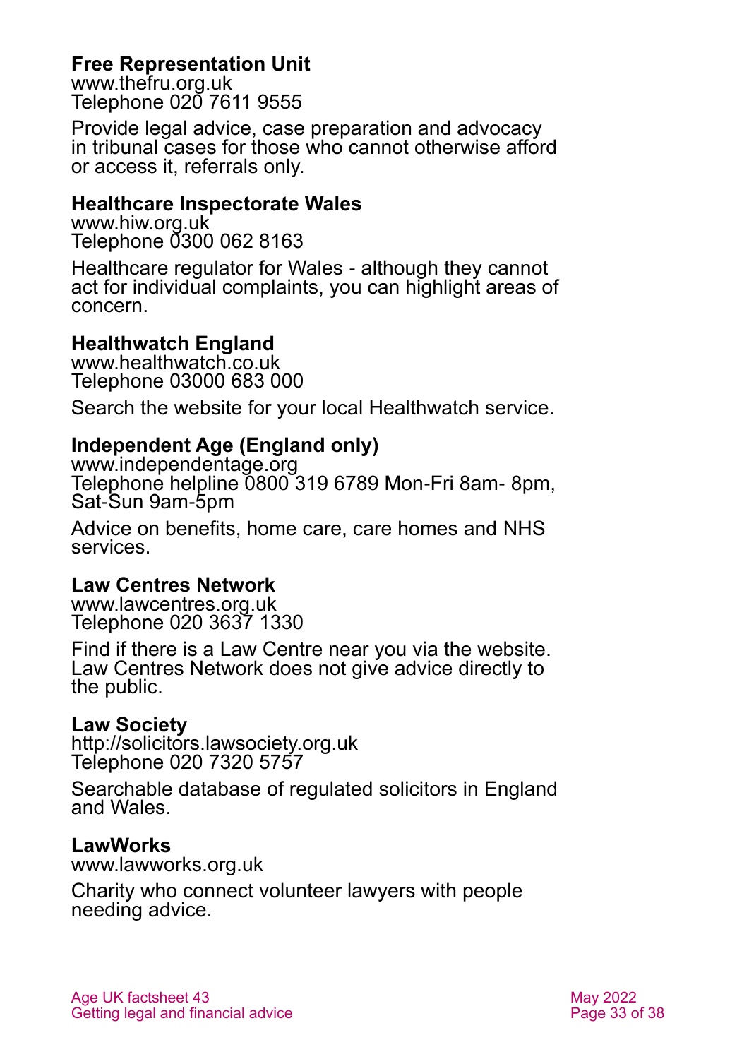**Free Representation Unit**
www.thefru.org.uk
Telephone 020 7611 9555

Provide legal advice, case preparation and advocacy in tribunal cases for those who cannot otherwise afford or access it, referrals only.

**Healthcare Inspectorate Wales**
www.hiw.org.uk
Telephone 0300 062 8163

Healthcare regulator for Wales - although they cannot act for individual complaints, you can highlight areas of concern.

**Healthwatch England**
www.healthwatch.co.uk
Telephone 03000 683 000

Search the website for your local Healthwatch service.

**Independent Age (England only)**
www.independentage.org
Telephone helpline 0800 319 6789 Mon-Fri 8am- 8pm, Sat-Sun 9am-5pm

Advice on benefits, home care, care homes and NHS services.

**Law Centres Network**
www.lawcentres.org.uk
Telephone 020 3637 1330

Find if there is a Law Centre near you via the website. Law Centres Network does not give advice directly to the public.

**Law Society**
http://solicitors.lawsociety.org.uk
Telephone 020 7320 5757

Searchable database of regulated solicitors in England and Wales.

**LawWorks**
www.lawworks.org.uk

Charity who connect volunteer lawyers with people needing advice.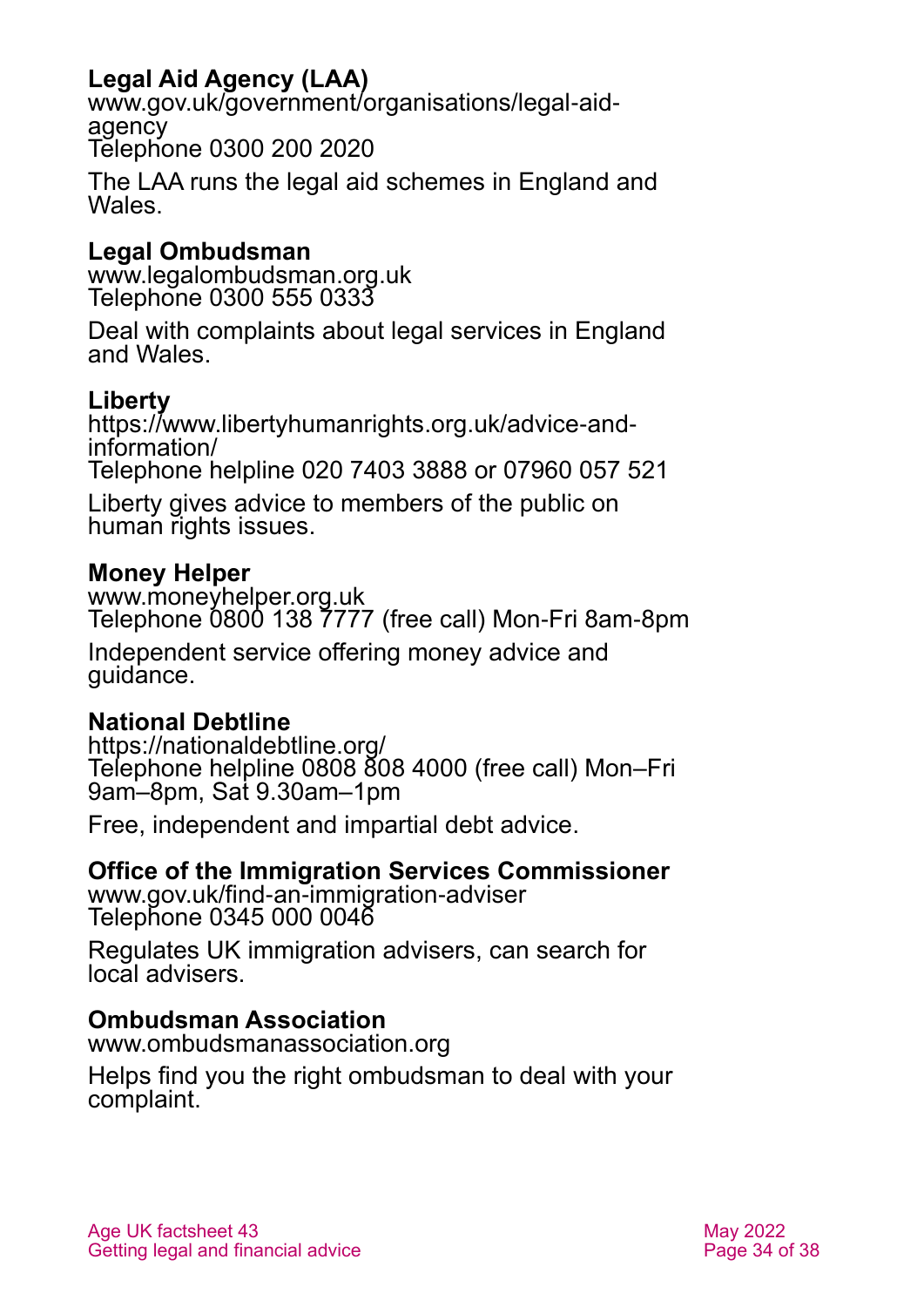**Legal Aid Agency (LAA)**
www.gov.uk/government/organisations/legal-aid-agency
Telephone 0300 200 2020

The LAA runs the legal aid schemes in England and Wales.

**Legal Ombudsman**
www.legalombudsman.org.uk
Telephone 0300 555 0333

Deal with complaints about legal services in England and Wales.

**Liberty**
https://www.libertyhumanrights.org.uk/advice-and-information/
Telephone helpline 020 7403 3888 or 07960 057 521

Liberty gives advice to members of the public on human rights issues.

**Money Helper**
www.moneyhelper.org.uk
Telephone 0800 138 7777 (free call) Mon-Fri 8am-8pm

Independent service offering money advice and guidance.

**National Debtline**
https://nationaldebtline.org/
Telephone helpline 0808 808 4000 (free call) Mon–Fri 9am–8pm, Sat 9.30am–1pm

Free, independent and impartial debt advice.

**Office of the Immigration Services Commissioner**
www.gov.uk/find-an-immigration-adviser
Telephone 0345 000 0046

Regulates UK immigration advisers, can search for local advisers.

**Ombudsman Association**
www.ombudsmanassociation.org

Helps find you the right ombudsman to deal with your complaint.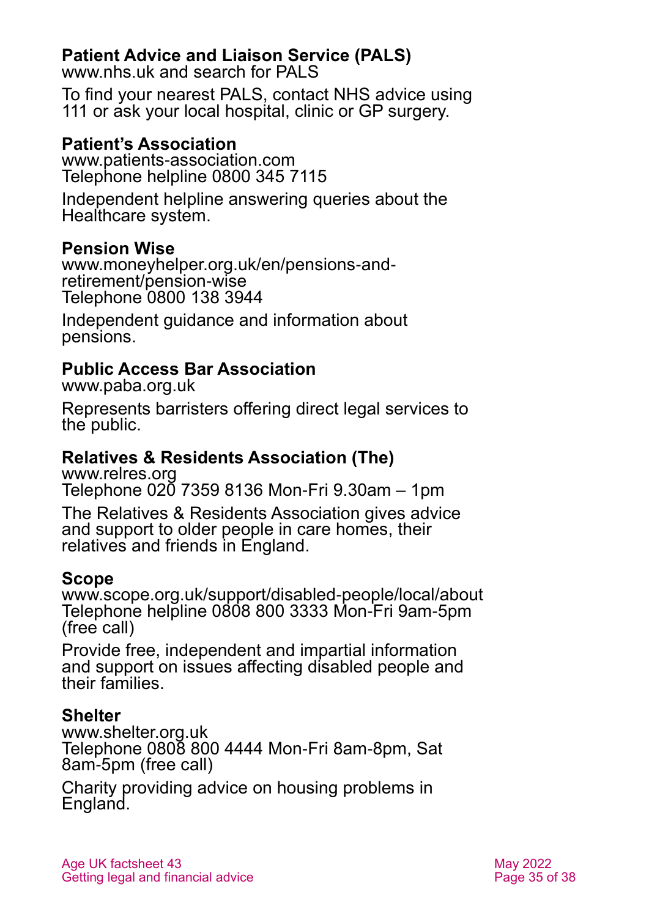**Patient Advice and Liaison Service (PALS)**
www.nhs.uk and search for PALS

To find your nearest PALS, contact NHS advice using 111 or ask your local hospital, clinic or GP surgery.

**Patient's Association**
www.patients-association.com
Telephone helpline 0800 345 7115

Independent helpline answering queries about the Healthcare system.

**Pension Wise**
www.moneyhelper.org.uk/en/pensions-and-retirement/pension-wise
Telephone 0800 138 3944

Independent guidance and information about pensions.

**Public Access Bar Association**
www.paba.org.uk

Represents barristers offering direct legal services to the public.

**Relatives & Residents Association (The)**
www.relres.org
Telephone 020 7359 8136 Mon-Fri 9.30am – 1pm

The Relatives & Residents Association gives advice and support to older people in care homes, their relatives and friends in England.

**Scope**
www.scope.org.uk/support/disabled-people/local/about
Telephone helpline 0808 800 3333 Mon-Fri 9am-5pm (free call)

Provide free, independent and impartial information and support on issues affecting disabled people and their families.

**Shelter**
www.shelter.org.uk
Telephone 0808 800 4444 Mon-Fri 8am-8pm, Sat 8am-5pm (free call)

Charity providing advice on housing problems in England.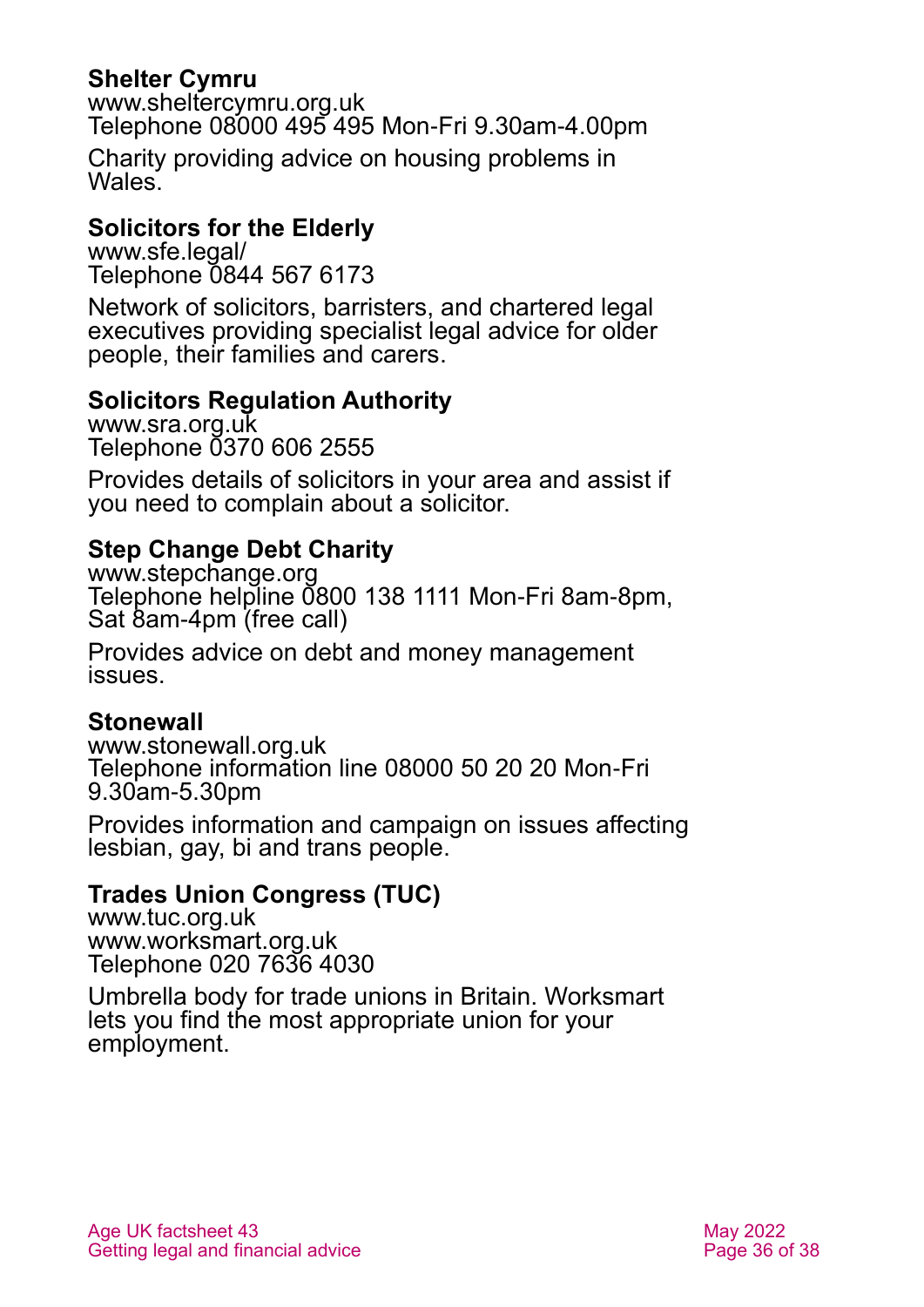**Shelter Cymru**
www.sheltercymru.org.uk
Telephone 08000 495 495 Mon-Fri 9.30am-4.00pm

Charity providing advice on housing problems in Wales.

**Solicitors for the Elderly**
www.sfe.legal/
Telephone 0844 567 6173

Network of solicitors, barristers, and chartered legal executives providing specialist legal advice for older people, their families and carers.

**Solicitors Regulation Authority**
www.sra.org.uk
Telephone 0370 606 2555

Provides details of solicitors in your area and assist if you need to complain about a solicitor.

**Step Change Debt Charity**
www.stepchange.org
Telephone helpline 0800 138 1111 Mon-Fri 8am-8pm, Sat 8am-4pm (free call)

Provides advice on debt and money management issues.

**Stonewall**
www.stonewall.org.uk
Telephone information line 08000 50 20 20 Mon-Fri 9.30am-5.30pm

Provides information and campaign on issues affecting lesbian, gay, bi and trans people.

**Trades Union Congress (TUC)**
www.tuc.org.uk
www.worksmart.org.uk
Telephone 020 7636 4030

Umbrella body for trade unions in Britain. Worksmart lets you find the most appropriate union for your employment.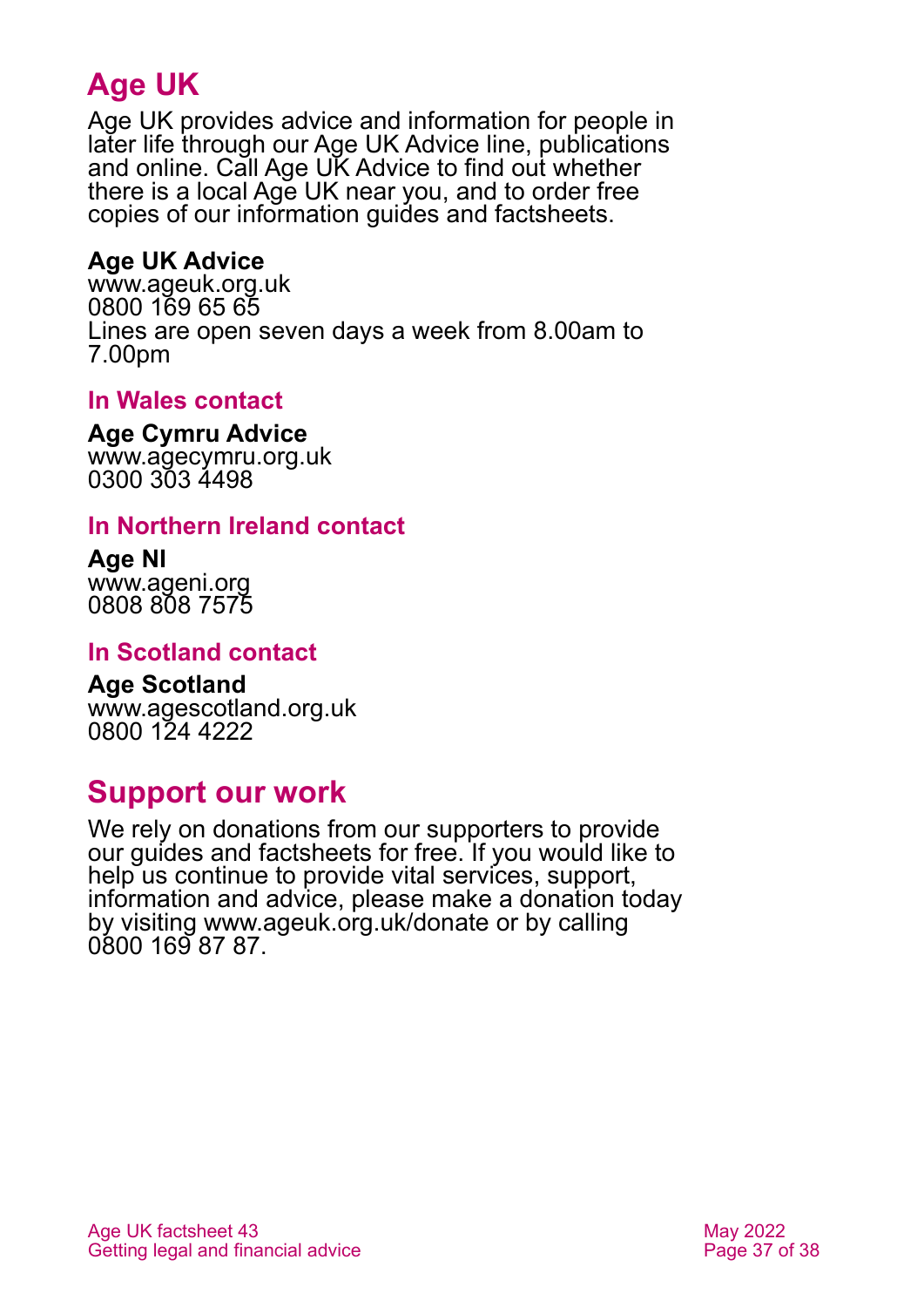## Age UK

Age UK provides advice and information for people in later life through our Age UK Advice line, publications and online. Call Age UK Advice to find out whether there is a local Age UK near you, and to order free copies of our information guides and factsheets.

**Age UK Advice**
www.ageuk.org.uk
0800 169 65 65
Lines are open seven days a week from 8.00am to 7.00pm

### In Wales contact

**Age Cymru Advice**
www.agecymru.org.uk
0300 303 4498

### In Northern Ireland contact

**Age NI**
www.ageni.org
0808 808 7575

### In Scotland contact

**Age Scotland**
www.agescotland.org.uk
0800 124 4222

## Support our work

We rely on donations from our supporters to provide our guides and factsheets for free. If you would like to help us continue to provide vital services, support, information and advice, please make a donation today by visiting www.ageuk.org.uk/donate or by calling 0800 169 87 87.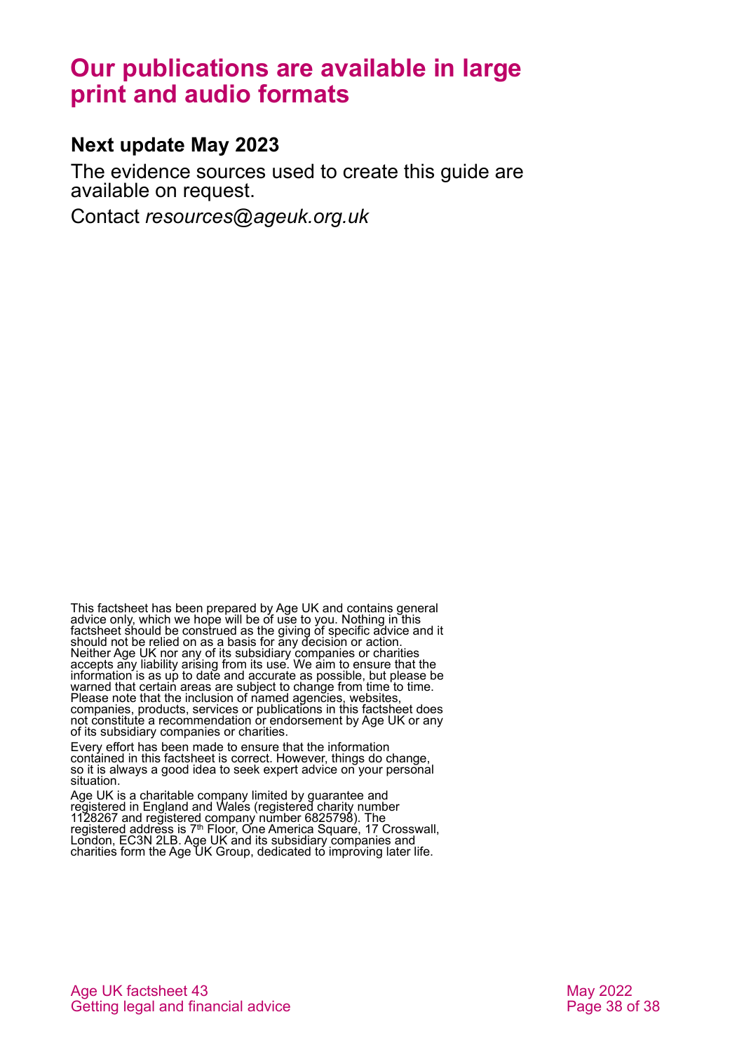# Our publications are available in large print and audio formats

## Next update May 2023

The evidence sources used to create this guide are available on request.

Contact *resources@ageuk.org.uk*

This factsheet has been prepared by Age UK and contains general advice only, which we hope will be of use to you. Nothing in this factsheet should be construed as the giving of specific advice and it should not be relied on as a basis for any decision or action. Neither Age UK nor any of its subsidiary companies or charities accepts any liability arising from its use. We aim to ensure that the information is as up to date and accurate as possible, but please be warned that certain areas are subject to change from time to time. Please note that the inclusion of named agencies, websites, companies, products, services or publications in this factsheet does not constitute a recommendation or endorsement by Age UK or any of its subsidiary companies or charities.

Every effort has been made to ensure that the information contained in this factsheet is correct. However, things do change, so it is always a good idea to seek expert advice on your personal situation.

Age UK is a charitable company limited by guarantee and registered in England and Wales (registered charity number 1128267 and registered company number 6825798). The registered address is 7th Floor, One America Square, 17 Crosswall, London, EC3N 2LB. Age UK and its subsidiary companies and charities form the Age UK Group, dedicated to improving later life.